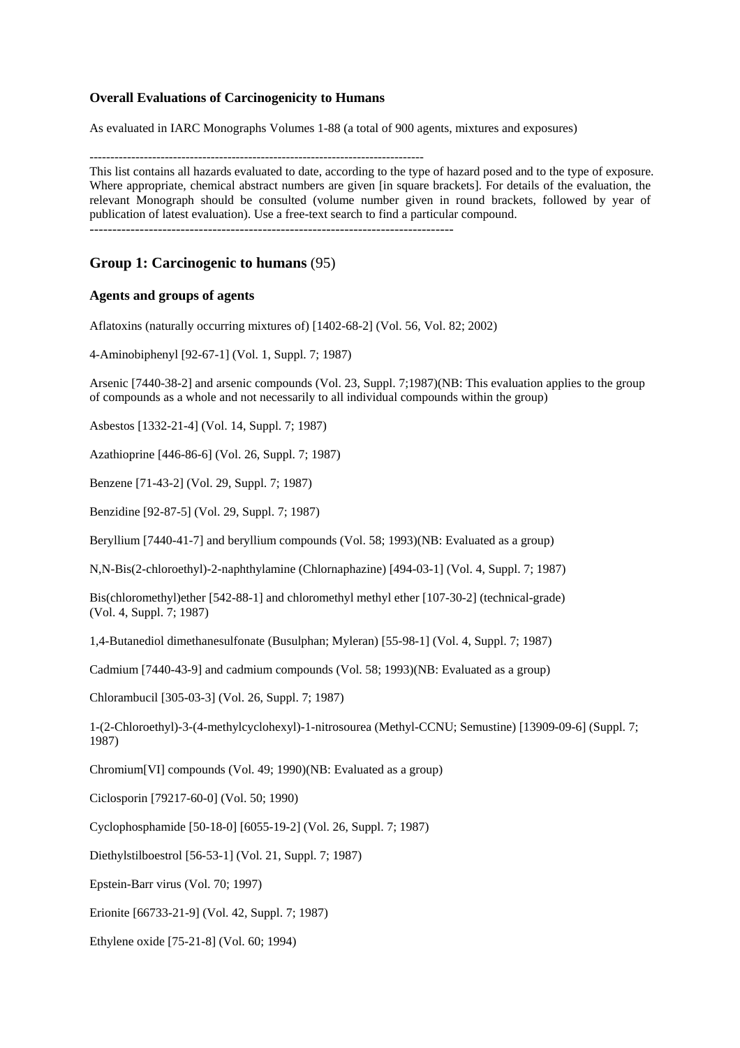**Overall Evaluations of Carcinogenicity to Humans**

As evaluated in IARC Monographs Volumes 1-88 (a total of 900 agents, mixtures and exposures)

--------------------------------------------------------------------------------

This list contains all hazards evaluated to date, according to the type of hazard posed and to the type of exposure. Where appropriate, chemical abstract numbers are given [in square brackets]. For details of the evaluation, the relevant Monograph should be consulted (volume number given in round brackets, followed by year of publication of latest evaluation). Use a free-text search to find a particular compound.

--------------------------------------------------------------------------------

## Group 1: Carcinogenic to humans (95)

### Agents and groups of agents

Aflatoxins (naturally occurring mixtures of) [1402-68-2] (Vol. 56, Vol. 82; 2002)

4-Aminobiphenyl [92-67-1] (Vol. 1, Suppl. 7; 1987)

Arsenic [7440-38-2] and arsenic compounds (Vol. 23, Suppl. 7;1987)(NB: This evaluation applies to the group of compounds as a whole and not necessarily to all individual compounds within the group)

Asbestos [1332-21-4] (Vol. 14, Suppl. 7; 1987)

Azathioprine [446-86-6] (Vol. 26, Suppl. 7; 1987)

Benzene [71-43-2] (Vol. 29, Suppl. 7; 1987)

Benzidine [92-87-5] (Vol. 29, Suppl. 7; 1987)

Beryllium [7440-41-7] and beryllium compounds (Vol. 58; 1993)(NB: Evaluated as a group)

N,N-Bis(2-chloroethyl)-2-naphthylamine (Chlornaphazine) [494-03-1] (Vol. 4, Suppl. 7; 1987)

Bis(chloromethyl)ether [542-88-1] and chloromethyl methyl ether [107-30-2] (technical-grade) (Vol. 4, Suppl. 7; 1987)

1,4-Butanediol dimethanesulfonate (Busulphan; Myleran) [55-98-1] (Vol. 4, Suppl. 7; 1987)

Cadmium [7440-43-9] and cadmium compounds (Vol. 58; 1993)(NB: Evaluated as a group)

Chlorambucil [305-03-3] (Vol. 26, Suppl. 7; 1987)

1-(2-Chloroethyl)-3-(4-methylcyclohexyl)-1-nitrosourea (Methyl-CCNU; Semustine) [13909-09-6] (Suppl. 7; 1987)

Chromium[VI] compounds (Vol. 49; 1990)(NB: Evaluated as a group)

Ciclosporin [79217-60-0] (Vol. 50; 1990)

Cyclophosphamide [50-18-0] [6055-19-2] (Vol. 26, Suppl. 7; 1987)

Diethylstilboestrol [56-53-1] (Vol. 21, Suppl. 7; 1987)

Epstein-Barr virus (Vol. 70; 1997)

Erionite [66733-21-9] (Vol. 42, Suppl. 7; 1987)

Ethylene oxide [75-21-8] (Vol. 60; 1994)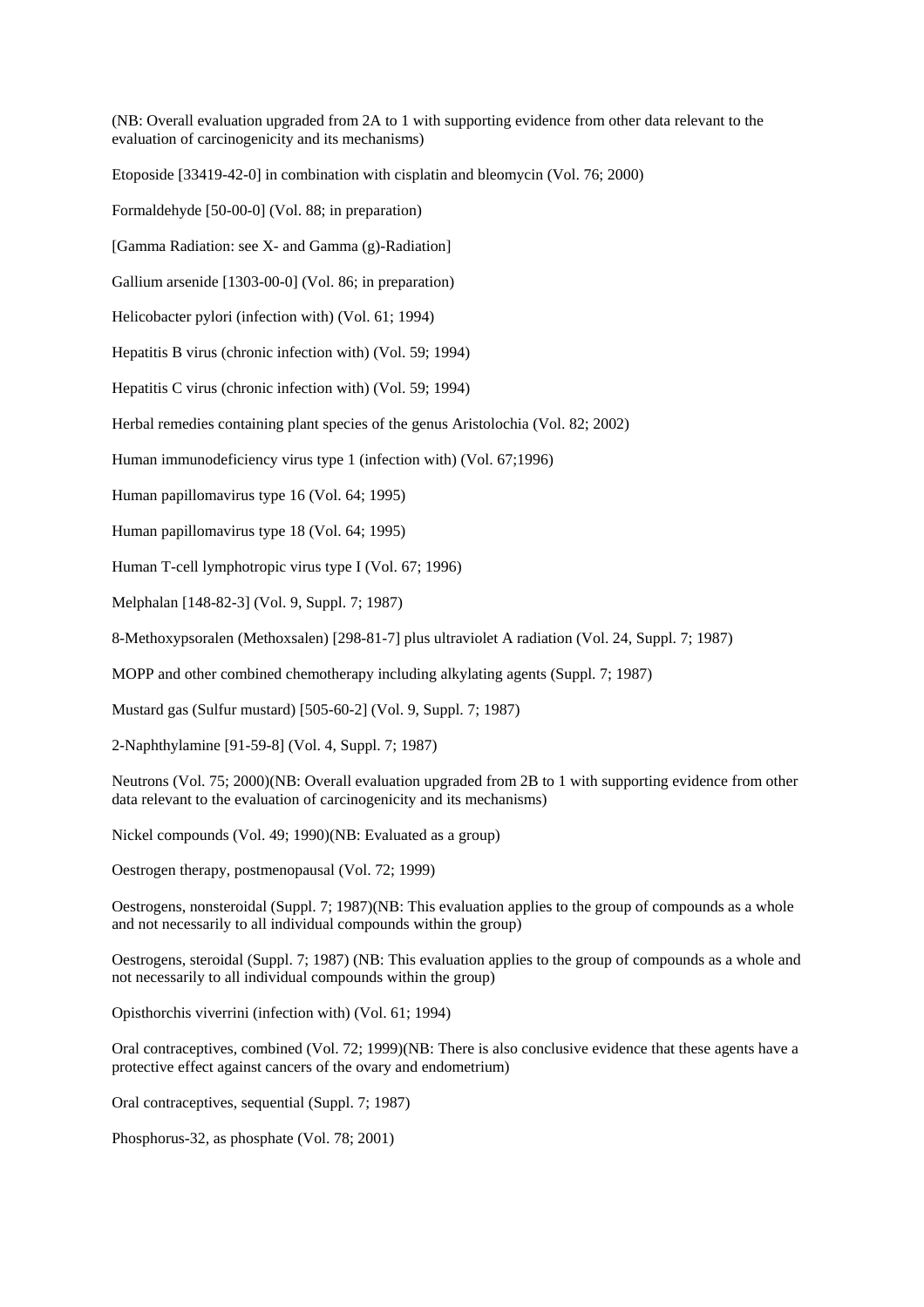(NB: Overall evaluation upgraded from 2A to 1 with supporting evidence from other data relevant to the evaluation of carcinogenicity and its mechanisms)

Etoposide [33419-42-0] in combination with cisplatin and bleomycin (Vol. 76; 2000)

Formaldehyde [50-00-0] (Vol. 88; in preparation)

[Gamma Radiation: see X- and Gamma (g)-Radiation]

Gallium arsenide [1303-00-0] (Vol. 86; in preparation)

Helicobacter pylori (infection with) (Vol. 61; 1994)

Hepatitis B virus (chronic infection with) (Vol. 59; 1994)

Hepatitis C virus (chronic infection with) (Vol. 59; 1994)

Herbal remedies containing plant species of the genus Aristolochia (Vol. 82; 2002)

Human immunodeficiency virus type 1 (infection with) (Vol. 67;1996)

Human papillomavirus type 16 (Vol. 64; 1995)

Human papillomavirus type 18 (Vol. 64; 1995)

Human T-cell lymphotropic virus type I (Vol. 67; 1996)

Melphalan [148-82-3] (Vol. 9, Suppl. 7; 1987)

8-Methoxypsoralen (Methoxsalen) [298-81-7] plus ultraviolet A radiation (Vol. 24, Suppl. 7; 1987)

MOPP and other combined chemotherapy including alkylating agents (Suppl. 7; 1987)

Mustard gas (Sulfur mustard) [505-60-2] (Vol. 9, Suppl. 7; 1987)

2-Naphthylamine [91-59-8] (Vol. 4, Suppl. 7; 1987)

Neutrons (Vol. 75; 2000)(NB: Overall evaluation upgraded from 2B to 1 with supporting evidence from other data relevant to the evaluation of carcinogenicity and its mechanisms)

Nickel compounds (Vol. 49; 1990)(NB: Evaluated as a group)

Oestrogen therapy, postmenopausal (Vol. 72; 1999)

Oestrogens, nonsteroidal (Suppl. 7; 1987)(NB: This evaluation applies to the group of compounds as a whole and not necessarily to all individual compounds within the group)

Oestrogens, steroidal (Suppl. 7; 1987) (NB: This evaluation applies to the group of compounds as a whole and not necessarily to all individual compounds within the group)

Opisthorchis viverrini (infection with) (Vol. 61; 1994)

Oral contraceptives, combined (Vol. 72; 1999)(NB: There is also conclusive evidence that these agents have a protective effect against cancers of the ovary and endometrium)

Oral contraceptives, sequential (Suppl. 7; 1987)

Phosphorus-32, as phosphate (Vol. 78; 2001)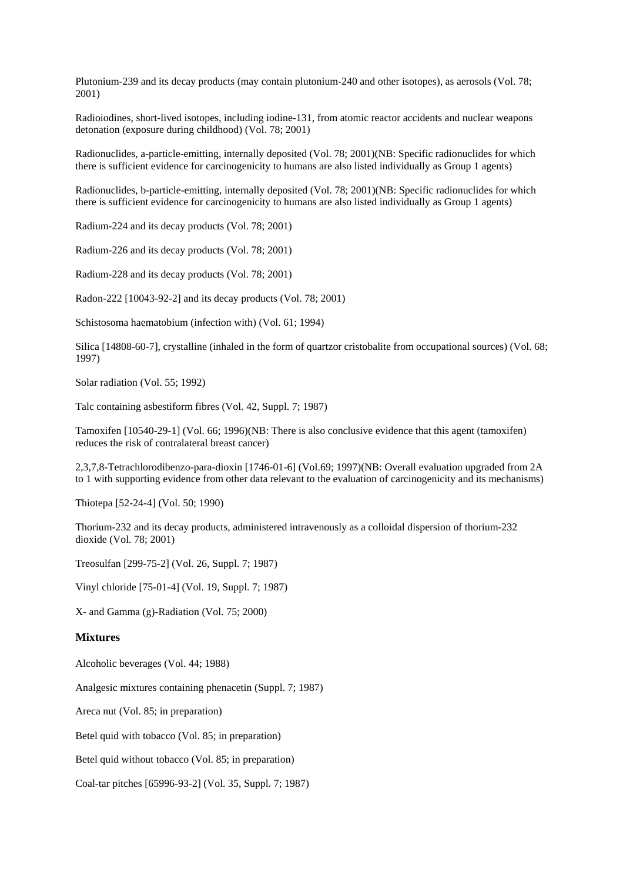Plutonium-239 and its decay products (may contain plutonium-240 and other isotopes), as aerosols (Vol. 78; 2001)

Radioiodines, short-lived isotopes, including iodine-131, from atomic reactor accidents and nuclear weapons detonation (exposure during childhood) (Vol. 78; 2001)

Radionuclides, a-particle-emitting, internally deposited (Vol. 78; 2001)(NB: Specific radionuclides for which there is sufficient evidence for carcinogenicity to humans are also listed individually as Group 1 agents)

Radionuclides, b-particle-emitting, internally deposited (Vol. 78; 2001)(NB: Specific radionuclides for which there is sufficient evidence for carcinogenicity to humans are also listed individually as Group 1 agents)

Radium-224 and its decay products (Vol. 78; 2001)

Radium-226 and its decay products (Vol. 78; 2001)

Radium-228 and its decay products (Vol. 78; 2001)

Radon-222 [10043-92-2] and its decay products (Vol. 78; 2001)

Schistosoma haematobium (infection with) (Vol. 61; 1994)

Silica [14808-60-7], crystalline (inhaled in the form of quartzor cristobalite from occupational sources) (Vol. 68; 1997)

Solar radiation (Vol. 55; 1992)

Talc containing asbestiform fibres (Vol. 42, Suppl. 7; 1987)

Tamoxifen [10540-29-1] (Vol. 66; 1996)(NB: There is also conclusive evidence that this agent (tamoxifen) reduces the risk of contralateral breast cancer)

2,3,7,8-Tetrachlorodibenzo-para-dioxin [1746-01-6] (Vol.69; 1997)(NB: Overall evaluation upgraded from 2A to 1 with supporting evidence from other data relevant to the evaluation of carcinogenicity and its mechanisms)

Thiotepa [52-24-4] (Vol. 50; 1990)

Thorium-232 and its decay products, administered intravenously as a colloidal dispersion of thorium-232 dioxide (Vol. 78; 2001)

Treosulfan [299-75-2] (Vol. 26, Suppl. 7; 1987)

Vinyl chloride [75-01-4] (Vol. 19, Suppl. 7; 1987)

X- and Gamma (g)-Radiation (Vol. 75; 2000)

### Mixtures

Alcoholic beverages (Vol. 44; 1988)

Analgesic mixtures containing phenacetin (Suppl. 7; 1987)

Areca nut (Vol. 85; in preparation)

Betel quid with tobacco (Vol. 85; in preparation)

Betel quid without tobacco (Vol. 85; in preparation)

Coal-tar pitches [65996-93-2] (Vol. 35, Suppl. 7; 1987)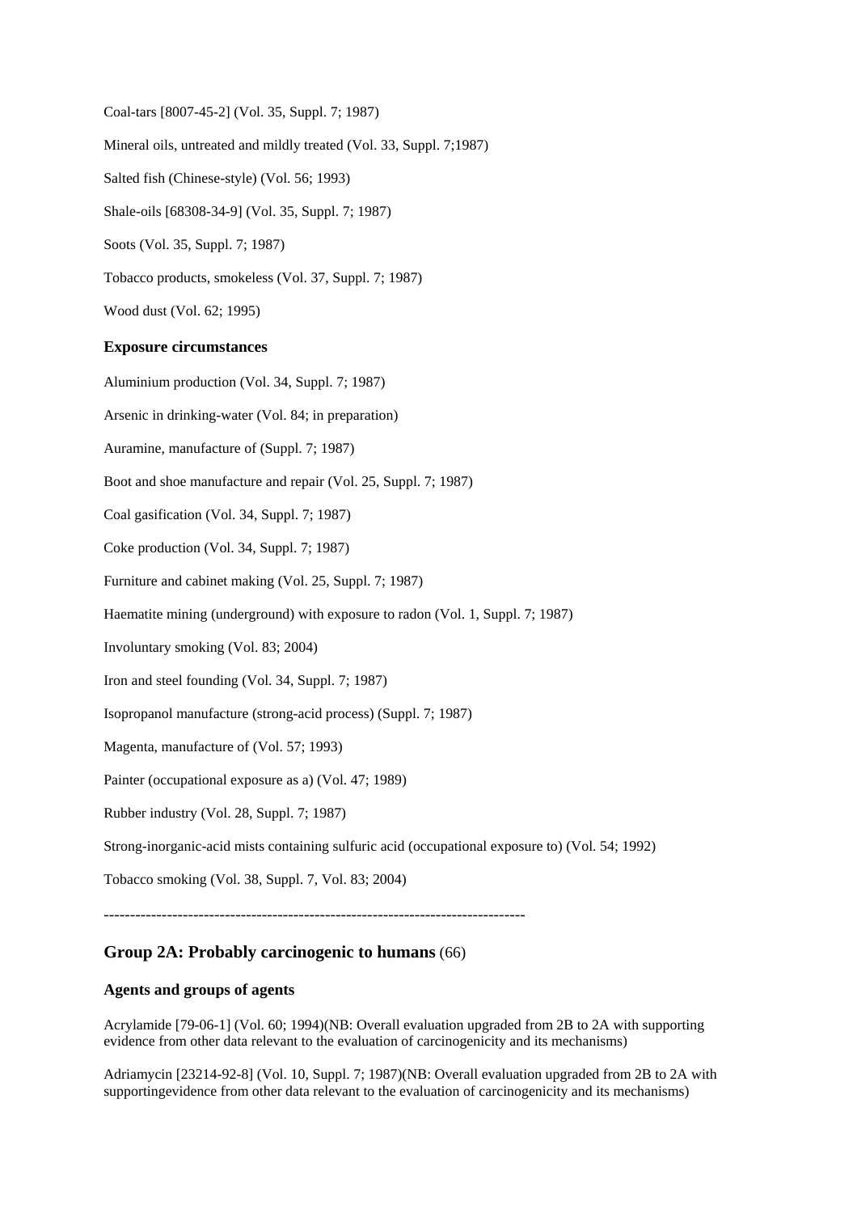Coal-tars [8007-45-2] (Vol. 35, Suppl. 7; 1987)

Mineral oils, untreated and mildly treated (Vol. 33, Suppl. 7;1987)

Salted fish (Chinese-style) (Vol. 56; 1993)

Shale-oils [68308-34-9] (Vol. 35, Suppl. 7; 1987)

Soots (Vol. 35, Suppl. 7; 1987)

Tobacco products, smokeless (Vol. 37, Suppl. 7; 1987)

Wood dust (Vol. 62; 1995)

#### Exposure circumstances

Aluminium production (Vol. 34, Suppl. 7; 1987)

Arsenic in drinking-water (Vol. 84; in preparation)

Auramine, manufacture of (Suppl. 7; 1987)

Boot and shoe manufacture and repair (Vol. 25, Suppl. 7; 1987)

Coal gasification (Vol. 34, Suppl. 7; 1987)

Coke production (Vol. 34, Suppl. 7; 1987)

Furniture and cabinet making (Vol. 25, Suppl. 7; 1987)

Haematite mining (underground) with exposure to radon (Vol. 1, Suppl. 7; 1987)

Involuntary smoking (Vol. 83; 2004)

Iron and steel founding (Vol. 34, Suppl. 7; 1987)

Isopropanol manufacture (strong-acid process) (Suppl. 7; 1987)

Magenta, manufacture of (Vol. 57; 1993)

Painter (occupational exposure as a) (Vol. 47; 1989)

Rubber industry (Vol. 28, Suppl. 7; 1987)

Strong-inorganic-acid mists containing sulfuric acid (occupational exposure to) (Vol. 54; 1992)

Tobacco smoking (Vol. 38, Suppl. 7, Vol. 83; 2004)

--------------------------------------------------------------------------------

### Group 2A: Probably carcinogenic to humans (66)

#### Agents and groups of agents

Acrylamide [79-06-1] (Vol. 60; 1994)(NB: Overall evaluation upgraded from 2B to 2A with supporting evidence from other data relevant to the evaluation of carcinogenicity and its mechanisms)

Adriamycin [23214-92-8] (Vol. 10, Suppl. 7; 1987)(NB: Overall evaluation upgraded from 2B to 2A with supportingevidence from other data relevant to the evaluation of carcinogenicity and its mechanisms)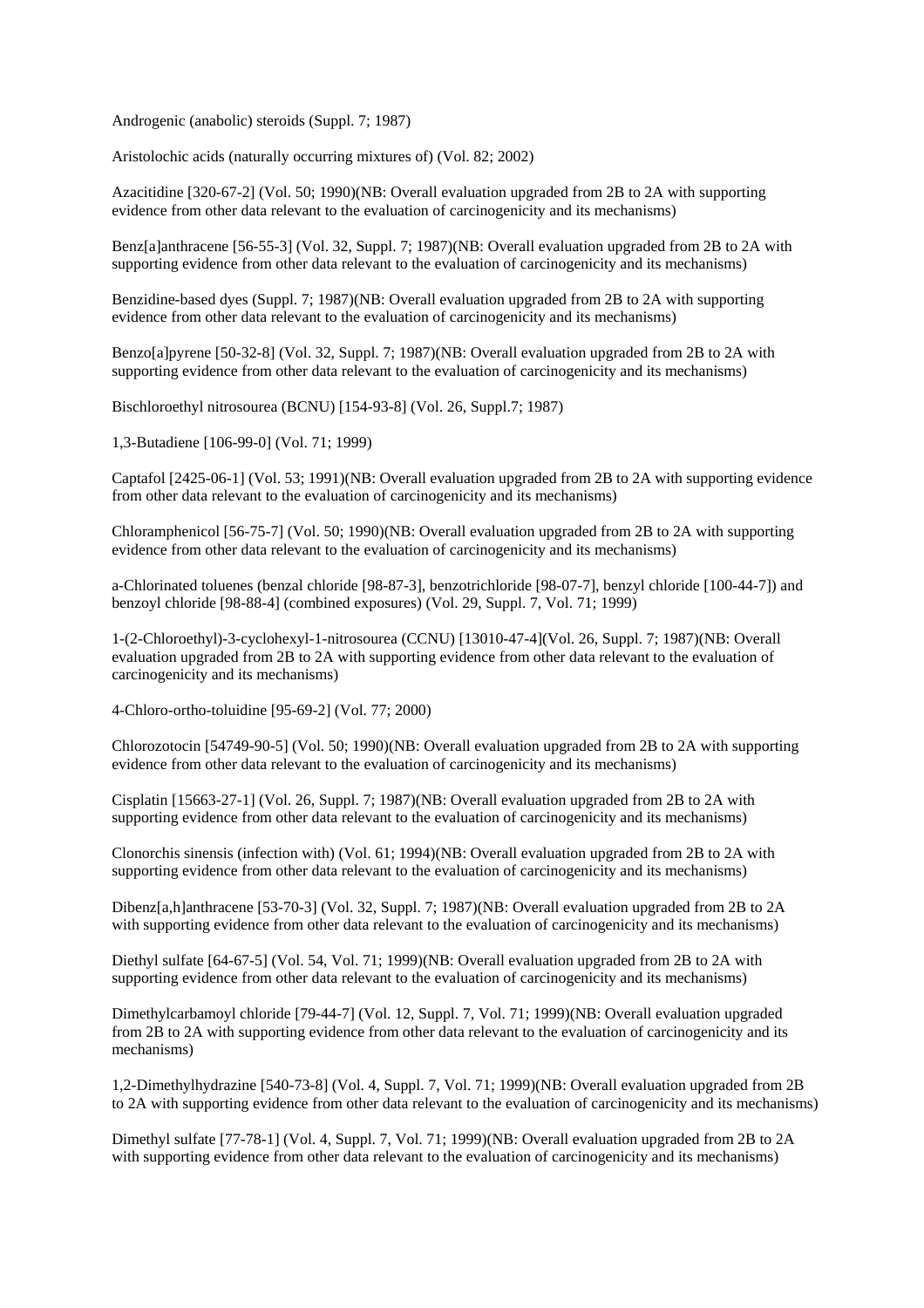Androgenic (anabolic) steroids (Suppl. 7; 1987)

Aristolochic acids (naturally occurring mixtures of) (Vol. 82; 2002)

Azacitidine [320-67-2] (Vol. 50; 1990)(NB: Overall evaluation upgraded from 2B to 2A with supporting evidence from other data relevant to the evaluation of carcinogenicity and its mechanisms)

Benz[a]anthracene [56-55-3] (Vol. 32, Suppl. 7; 1987)(NB: Overall evaluation upgraded from 2B to 2A with supporting evidence from other data relevant to the evaluation of carcinogenicity and its mechanisms)

Benzidine-based dyes (Suppl. 7; 1987)(NB: Overall evaluation upgraded from 2B to 2A with supporting evidence from other data relevant to the evaluation of carcinogenicity and its mechanisms)

Benzo[a]pyrene [50-32-8] (Vol. 32, Suppl. 7; 1987)(NB: Overall evaluation upgraded from 2B to 2A with supporting evidence from other data relevant to the evaluation of carcinogenicity and its mechanisms)

Bischloroethyl nitrosourea (BCNU) [154-93-8] (Vol. 26, Suppl.7; 1987)

1,3-Butadiene [106-99-0] (Vol. 71; 1999)

Captafol [2425-06-1] (Vol. 53; 1991)(NB: Overall evaluation upgraded from 2B to 2A with supporting evidence from other data relevant to the evaluation of carcinogenicity and its mechanisms)

Chloramphenicol [56-75-7] (Vol. 50; 1990)(NB: Overall evaluation upgraded from 2B to 2A with supporting evidence from other data relevant to the evaluation of carcinogenicity and its mechanisms)

a-Chlorinated toluenes (benzal chloride [98-87-3], benzotrichloride [98-07-7], benzyl chloride [100-44-7]) and benzoyl chloride [98-88-4] (combined exposures) (Vol. 29, Suppl. 7, Vol. 71; 1999)

1-(2-Chloroethyl)-3-cyclohexyl-1-nitrosourea (CCNU) [13010-47-4](Vol. 26, Suppl. 7; 1987)(NB: Overall evaluation upgraded from 2B to 2A with supporting evidence from other data relevant to the evaluation of carcinogenicity and its mechanisms)

4-Chloro-ortho-toluidine [95-69-2] (Vol. 77; 2000)

Chlorozotocin [54749-90-5] (Vol. 50; 1990)(NB: Overall evaluation upgraded from 2B to 2A with supporting evidence from other data relevant to the evaluation of carcinogenicity and its mechanisms)

Cisplatin [15663-27-1] (Vol. 26, Suppl. 7; 1987)(NB: Overall evaluation upgraded from 2B to 2A with supporting evidence from other data relevant to the evaluation of carcinogenicity and its mechanisms)

Clonorchis sinensis (infection with) (Vol. 61; 1994)(NB: Overall evaluation upgraded from 2B to 2A with supporting evidence from other data relevant to the evaluation of carcinogenicity and its mechanisms)

Dibenz[a,h]anthracene [53-70-3] (Vol. 32, Suppl. 7; 1987)(NB: Overall evaluation upgraded from 2B to 2A with supporting evidence from other data relevant to the evaluation of carcinogenicity and its mechanisms)

Diethyl sulfate [64-67-5] (Vol. 54, Vol. 71; 1999)(NB: Overall evaluation upgraded from 2B to 2A with supporting evidence from other data relevant to the evaluation of carcinogenicity and its mechanisms)

Dimethylcarbamoyl chloride [79-44-7] (Vol. 12, Suppl. 7, Vol. 71; 1999)(NB: Overall evaluation upgraded from 2B to 2A with supporting evidence from other data relevant to the evaluation of carcinogenicity and its mechanisms)

1,2-Dimethylhydrazine [540-73-8] (Vol. 4, Suppl. 7, Vol. 71; 1999)(NB: Overall evaluation upgraded from 2B to 2A with supporting evidence from other data relevant to the evaluation of carcinogenicity and its mechanisms)

Dimethyl sulfate [77-78-1] (Vol. 4, Suppl. 7, Vol. 71; 1999)(NB: Overall evaluation upgraded from 2B to 2A with supporting evidence from other data relevant to the evaluation of carcinogenicity and its mechanisms)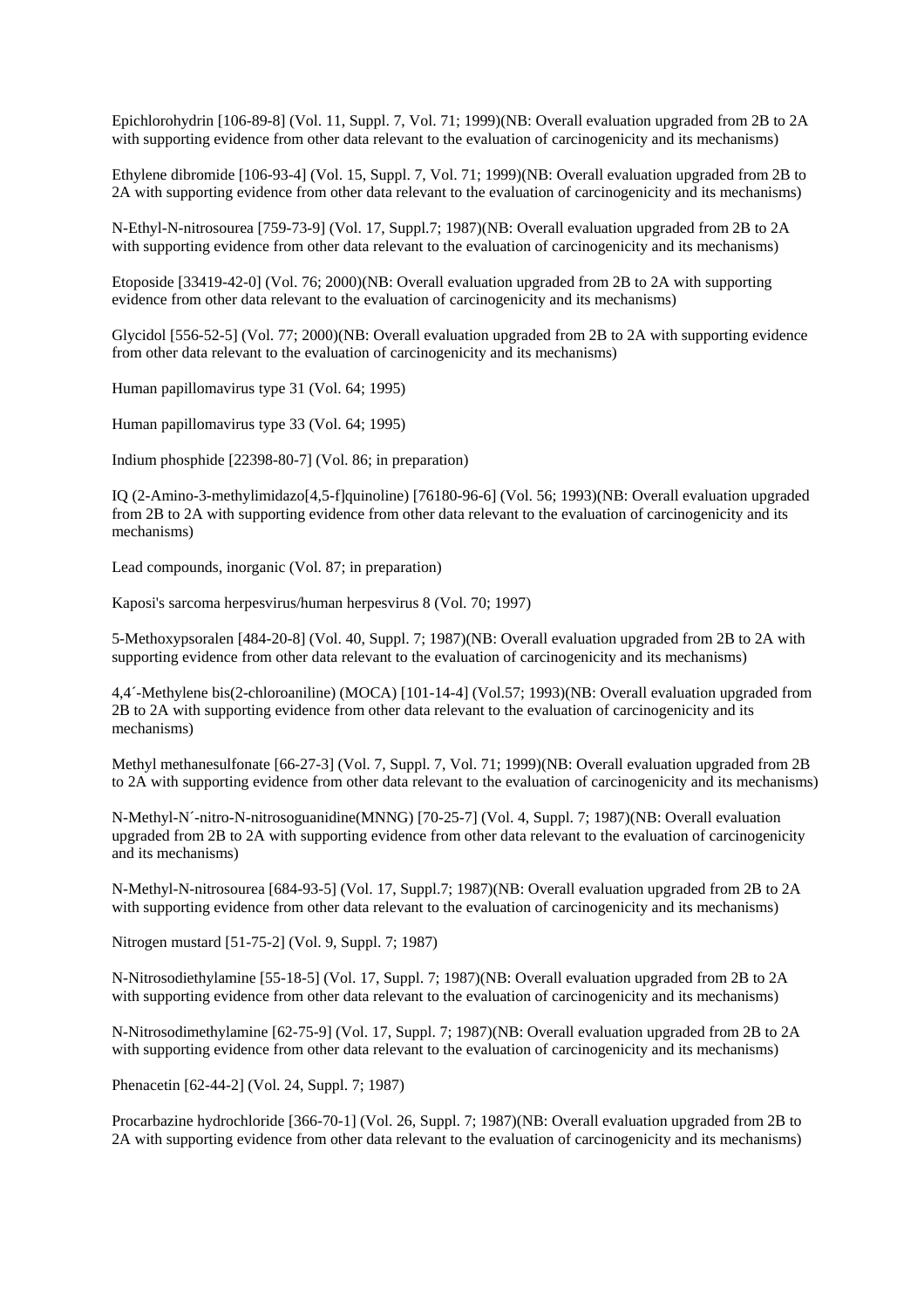Epichlorohydrin [106-89-8] (Vol. 11, Suppl. 7, Vol. 71; 1999)(NB: Overall evaluation upgraded from 2B to 2A with supporting evidence from other data relevant to the evaluation of carcinogenicity and its mechanisms)

Ethylene dibromide [106-93-4] (Vol. 15, Suppl. 7, Vol. 71; 1999)(NB: Overall evaluation upgraded from 2B to 2A with supporting evidence from other data relevant to the evaluation of carcinogenicity and its mechanisms)

N-Ethyl-N-nitrosourea [759-73-9] (Vol. 17, Suppl.7; 1987)(NB: Overall evaluation upgraded from 2B to 2A with supporting evidence from other data relevant to the evaluation of carcinogenicity and its mechanisms)

Etoposide [33419-42-0] (Vol. 76; 2000)(NB: Overall evaluation upgraded from 2B to 2A with supporting evidence from other data relevant to the evaluation of carcinogenicity and its mechanisms)

Glycidol [556-52-5] (Vol. 77; 2000)(NB: Overall evaluation upgraded from 2B to 2A with supporting evidence from other data relevant to the evaluation of carcinogenicity and its mechanisms)

Human papillomavirus type 31 (Vol. 64; 1995)

Human papillomavirus type 33 (Vol. 64; 1995)

Indium phosphide [22398-80-7] (Vol. 86; in preparation)

IQ (2-Amino-3-methylimidazo[4,5-f]quinoline) [76180-96-6] (Vol. 56; 1993)(NB: Overall evaluation upgraded from 2B to 2A with supporting evidence from other data relevant to the evaluation of carcinogenicity and its mechanisms)

Lead compounds, inorganic (Vol. 87; in preparation)

Kaposi's sarcoma herpesvirus/human herpesvirus 8 (Vol. 70; 1997)

5-Methoxypsoralen [484-20-8] (Vol. 40, Suppl. 7; 1987)(NB: Overall evaluation upgraded from 2B to 2A with supporting evidence from other data relevant to the evaluation of carcinogenicity and its mechanisms)

4,4´-Methylene bis(2-chloroaniline) (MOCA) [101-14-4] (Vol.57; 1993)(NB: Overall evaluation upgraded from 2B to 2A with supporting evidence from other data relevant to the evaluation of carcinogenicity and its mechanisms)

Methyl methanesulfonate [66-27-3] (Vol. 7, Suppl. 7, Vol. 71; 1999)(NB: Overall evaluation upgraded from 2B to 2A with supporting evidence from other data relevant to the evaluation of carcinogenicity and its mechanisms)

N-Methyl-N´-nitro-N-nitrosoguanidine(MNNG) [70-25-7] (Vol. 4, Suppl. 7; 1987)(NB: Overall evaluation upgraded from 2B to 2A with supporting evidence from other data relevant to the evaluation of carcinogenicity and its mechanisms)

N-Methyl-N-nitrosourea [684-93-5] (Vol. 17, Suppl.7; 1987)(NB: Overall evaluation upgraded from 2B to 2A with supporting evidence from other data relevant to the evaluation of carcinogenicity and its mechanisms)

Nitrogen mustard [51-75-2] (Vol. 9, Suppl. 7; 1987)

N-Nitrosodiethylamine [55-18-5] (Vol. 17, Suppl. 7; 1987)(NB: Overall evaluation upgraded from 2B to 2A with supporting evidence from other data relevant to the evaluation of carcinogenicity and its mechanisms)

N-Nitrosodimethylamine [62-75-9] (Vol. 17, Suppl. 7; 1987)(NB: Overall evaluation upgraded from 2B to 2A with supporting evidence from other data relevant to the evaluation of carcinogenicity and its mechanisms)

Phenacetin [62-44-2] (Vol. 24, Suppl. 7; 1987)

Procarbazine hydrochloride [366-70-1] (Vol. 26, Suppl. 7; 1987)(NB: Overall evaluation upgraded from 2B to 2A with supporting evidence from other data relevant to the evaluation of carcinogenicity and its mechanisms)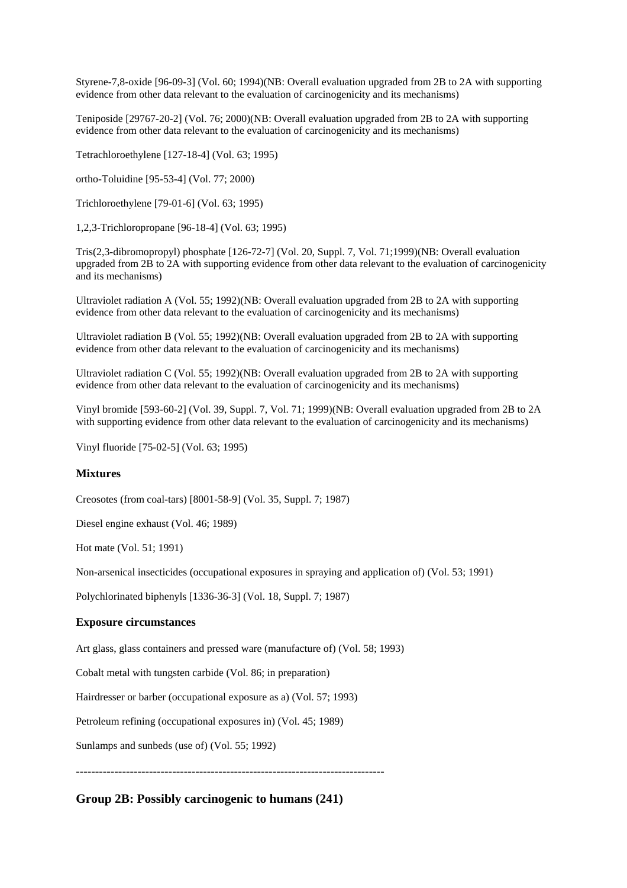Styrene-7,8-oxide [96-09-3] (Vol. 60; 1994)(NB: Overall evaluation upgraded from 2B to 2A with supporting evidence from other data relevant to the evaluation of carcinogenicity and its mechanisms)

Teniposide [29767-20-2] (Vol. 76; 2000)(NB: Overall evaluation upgraded from 2B to 2A with supporting evidence from other data relevant to the evaluation of carcinogenicity and its mechanisms)

Tetrachloroethylene [127-18-4] (Vol. 63; 1995)

ortho-Toluidine [95-53-4] (Vol. 77; 2000)

Trichloroethylene [79-01-6] (Vol. 63; 1995)

1,2,3-Trichloropropane [96-18-4] (Vol. 63; 1995)

Tris(2,3-dibromopropyl) phosphate [126-72-7] (Vol. 20, Suppl. 7, Vol. 71;1999)(NB: Overall evaluation upgraded from 2B to 2A with supporting evidence from other data relevant to the evaluation of carcinogenicity and its mechanisms)

Ultraviolet radiation A (Vol. 55; 1992)(NB: Overall evaluation upgraded from 2B to 2A with supporting evidence from other data relevant to the evaluation of carcinogenicity and its mechanisms)

Ultraviolet radiation B (Vol. 55; 1992)(NB: Overall evaluation upgraded from 2B to 2A with supporting evidence from other data relevant to the evaluation of carcinogenicity and its mechanisms)

Ultraviolet radiation C (Vol. 55; 1992)(NB: Overall evaluation upgraded from 2B to 2A with supporting evidence from other data relevant to the evaluation of carcinogenicity and its mechanisms)

Vinyl bromide [593-60-2] (Vol. 39, Suppl. 7, Vol. 71; 1999)(NB: Overall evaluation upgraded from 2B to 2A with supporting evidence from other data relevant to the evaluation of carcinogenicity and its mechanisms)

Vinyl fluoride [75-02-5] (Vol. 63; 1995)

**Mixtures**

Creosotes (from coal-tars) [8001-58-9] (Vol. 35, Suppl. 7; 1987)

Diesel engine exhaust (Vol. 46; 1989)

Hot mate (Vol. 51; 1991)

Non-arsenical insecticides (occupational exposures in spraying and application of) (Vol. 53; 1991)

Polychlorinated biphenyls [1336-36-3] (Vol. 18, Suppl. 7; 1987)

**Exposure circumstances**

Art glass, glass containers and pressed ware (manufacture of) (Vol. 58; 1993)

Cobalt metal with tungsten carbide (Vol. 86; in preparation)

Hairdresser or barber (occupational exposure as a) (Vol. 57; 1993)

Petroleum refining (occupational exposures in) (Vol. 45; 1989)

Sunlamps and sunbeds (use of) (Vol. 55; 1992)

--------------------------------------------------------------------------------

## Group 2B: Possibly carcinogenic to humans (241)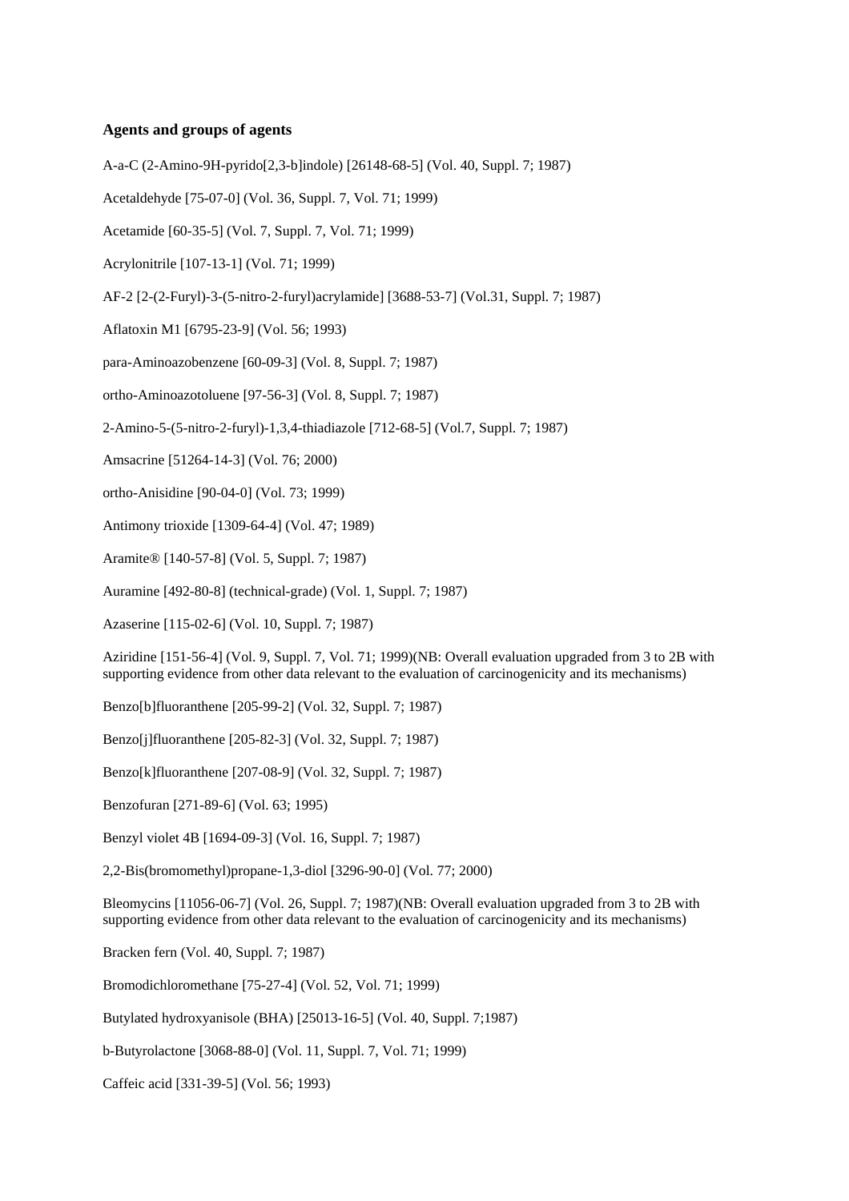**Agents and groups of agents**

A-a-C (2-Amino-9H-pyrido[2,3-b]indole) [26148-68-5] (Vol. 40, Suppl. 7; 1987)

Acetaldehyde [75-07-0] (Vol. 36, Suppl. 7, Vol. 71; 1999)

Acetamide [60-35-5] (Vol. 7, Suppl. 7, Vol. 71; 1999)

Acrylonitrile [107-13-1] (Vol. 71; 1999)

AF-2 [2-(2-Furyl)-3-(5-nitro-2-furyl)acrylamide] [3688-53-7] (Vol.31, Suppl. 7; 1987)

Aflatoxin M1 [6795-23-9] (Vol. 56; 1993)

para-Aminoazobenzene [60-09-3] (Vol. 8, Suppl. 7; 1987)

ortho-Aminoazotoluene [97-56-3] (Vol. 8, Suppl. 7; 1987)

2-Amino-5-(5-nitro-2-furyl)-1,3,4-thiadiazole [712-68-5] (Vol.7, Suppl. 7; 1987)

Amsacrine [51264-14-3] (Vol. 76; 2000)

ortho-Anisidine [90-04-0] (Vol. 73; 1999)

Antimony trioxide [1309-64-4] (Vol. 47; 1989)

Aramite® [140-57-8] (Vol. 5, Suppl. 7; 1987)

Auramine [492-80-8] (technical-grade) (Vol. 1, Suppl. 7; 1987)

Azaserine [115-02-6] (Vol. 10, Suppl. 7; 1987)

Aziridine [151-56-4] (Vol. 9, Suppl. 7, Vol. 71; 1999)(NB: Overall evaluation upgraded from 3 to 2B with supporting evidence from other data relevant to the evaluation of carcinogenicity and its mechanisms)

Benzo[b]fluoranthene [205-99-2] (Vol. 32, Suppl. 7; 1987)

Benzo[j]fluoranthene [205-82-3] (Vol. 32, Suppl. 7; 1987)

Benzo[k]fluoranthene [207-08-9] (Vol. 32, Suppl. 7; 1987)

Benzofuran [271-89-6] (Vol. 63; 1995)

Benzyl violet 4B [1694-09-3] (Vol. 16, Suppl. 7; 1987)

2,2-Bis(bromomethyl)propane-1,3-diol [3296-90-0] (Vol. 77; 2000)

Bleomycins [11056-06-7] (Vol. 26, Suppl. 7; 1987)(NB: Overall evaluation upgraded from 3 to 2B with supporting evidence from other data relevant to the evaluation of carcinogenicity and its mechanisms)

Bracken fern (Vol. 40, Suppl. 7; 1987)

Bromodichloromethane [75-27-4] (Vol. 52, Vol. 71; 1999)

Butylated hydroxyanisole (BHA) [25013-16-5] (Vol. 40, Suppl. 7;1987)

b-Butyrolactone [3068-88-0] (Vol. 11, Suppl. 7, Vol. 71; 1999)

Caffeic acid [331-39-5] (Vol. 56; 1993)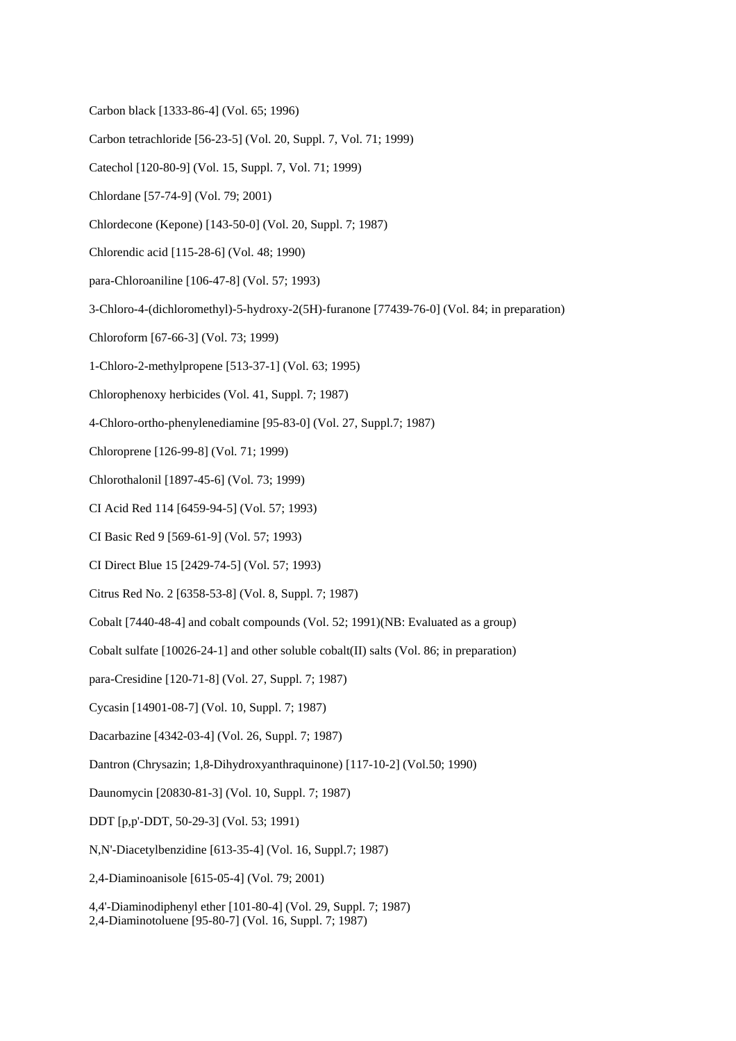Carbon black [1333-86-4] (Vol. 65; 1996)

Carbon tetrachloride [56-23-5] (Vol. 20, Suppl. 7, Vol. 71; 1999)

Catechol [120-80-9] (Vol. 15, Suppl. 7, Vol. 71; 1999)

Chlordane [57-74-9] (Vol. 79; 2001)

Chlordecone (Kepone) [143-50-0] (Vol. 20, Suppl. 7; 1987)

Chlorendic acid [115-28-6] (Vol. 48; 1990)

para-Chloroaniline [106-47-8] (Vol. 57; 1993)

3-Chloro-4-(dichloromethyl)-5-hydroxy-2(5H)-furanone [77439-76-0] (Vol. 84; in preparation)

Chloroform [67-66-3] (Vol. 73; 1999)

1-Chloro-2-methylpropene [513-37-1] (Vol. 63; 1995)

Chlorophenoxy herbicides (Vol. 41, Suppl. 7; 1987)

4-Chloro-ortho-phenylenediamine [95-83-0] (Vol. 27, Suppl.7; 1987)

Chloroprene [126-99-8] (Vol. 71; 1999)

Chlorothalonil [1897-45-6] (Vol. 73; 1999)

CI Acid Red 114 [6459-94-5] (Vol. 57; 1993)

CI Basic Red 9 [569-61-9] (Vol. 57; 1993)

CI Direct Blue 15 [2429-74-5] (Vol. 57; 1993)

Citrus Red No. 2 [6358-53-8] (Vol. 8, Suppl. 7; 1987)

Cobalt [7440-48-4] and cobalt compounds (Vol. 52; 1991)(NB: Evaluated as a group)

Cobalt sulfate [10026-24-1] and other soluble cobalt(II) salts (Vol. 86; in preparation)

para-Cresidine [120-71-8] (Vol. 27, Suppl. 7; 1987)

Cycasin [14901-08-7] (Vol. 10, Suppl. 7; 1987)

Dacarbazine [4342-03-4] (Vol. 26, Suppl. 7; 1987)

Dantron (Chrysazin; 1,8-Dihydroxyanthraquinone) [117-10-2] (Vol.50; 1990)

Daunomycin [20830-81-3] (Vol. 10, Suppl. 7; 1987)

DDT [p,p'-DDT, 50-29-3] (Vol. 53; 1991)

N,N'-Diacetylbenzidine [613-35-4] (Vol. 16, Suppl.7; 1987)

2,4-Diaminoanisole [615-05-4] (Vol. 79; 2001)

4,4'-Diaminodiphenyl ether [101-80-4] (Vol. 29, Suppl. 7; 1987)

2,4-Diaminotoluene [95-80-7] (Vol. 16, Suppl. 7; 1987)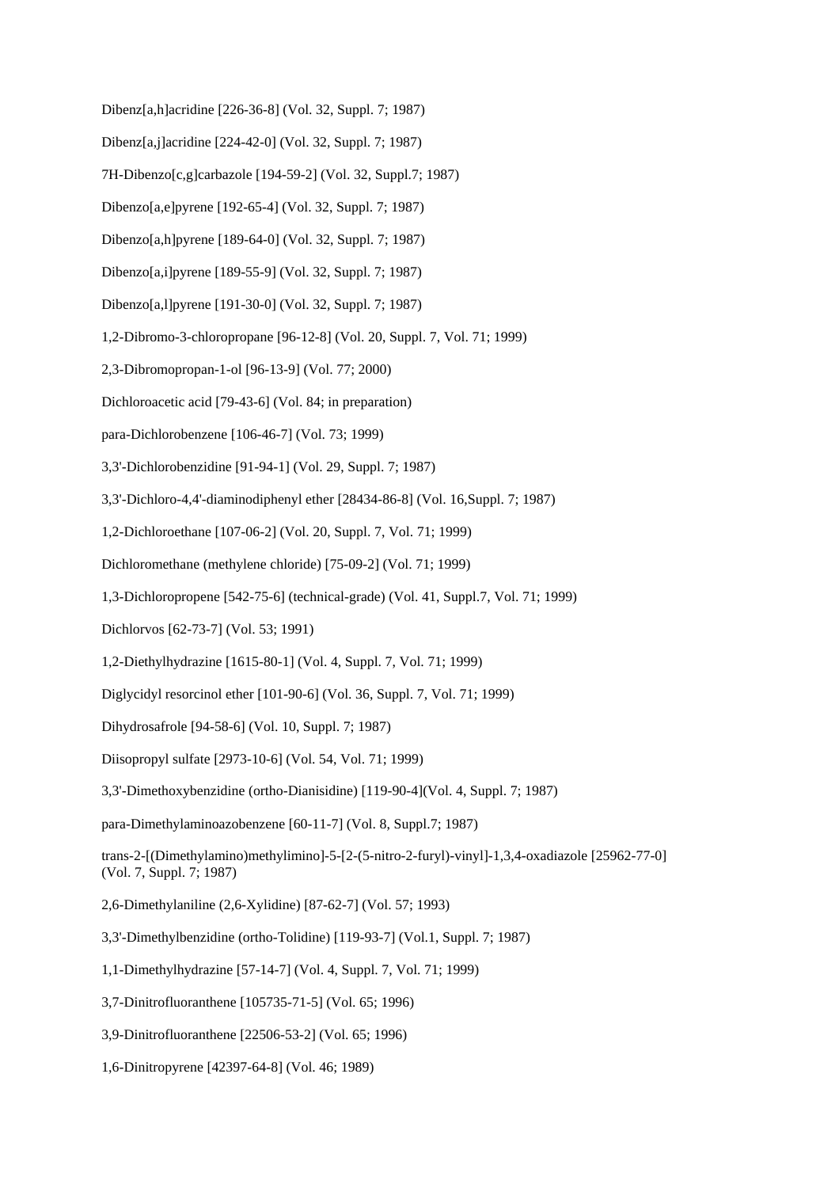Dibenz[a,h]acridine [226-36-8] (Vol. 32, Suppl. 7; 1987)

Dibenz[a,j]acridine [224-42-0] (Vol. 32, Suppl. 7; 1987)

7H-Dibenzo[c,g]carbazole [194-59-2] (Vol. 32, Suppl.7; 1987)

Dibenzo[a,e]pyrene [192-65-4] (Vol. 32, Suppl. 7; 1987)

Dibenzo[a,h]pyrene [189-64-0] (Vol. 32, Suppl. 7; 1987)

Dibenzo[a,i]pyrene [189-55-9] (Vol. 32, Suppl. 7; 1987)

Dibenzo[a,l]pyrene [191-30-0] (Vol. 32, Suppl. 7; 1987)

1,2-Dibromo-3-chloropropane [96-12-8] (Vol. 20, Suppl. 7, Vol. 71; 1999)

2,3-Dibromopropan-1-ol [96-13-9] (Vol. 77; 2000)

Dichloroacetic acid [79-43-6] (Vol. 84; in preparation)

para-Dichlorobenzene [106-46-7] (Vol. 73; 1999)

3,3'-Dichlorobenzidine [91-94-1] (Vol. 29, Suppl. 7; 1987)

3,3'-Dichloro-4,4'-diaminodiphenyl ether [28434-86-8] (Vol. 16,Suppl. 7; 1987)

1,2-Dichloroethane [107-06-2] (Vol. 20, Suppl. 7, Vol. 71; 1999)

Dichloromethane (methylene chloride) [75-09-2] (Vol. 71; 1999)

1,3-Dichloropropene [542-75-6] (technical-grade) (Vol. 41, Suppl.7, Vol. 71; 1999)

Dichlorvos [62-73-7] (Vol. 53; 1991)

1,2-Diethylhydrazine [1615-80-1] (Vol. 4, Suppl. 7, Vol. 71; 1999)

Diglycidyl resorcinol ether [101-90-6] (Vol. 36, Suppl. 7, Vol. 71; 1999)

Dihydrosafrole [94-58-6] (Vol. 10, Suppl. 7; 1987)

Diisopropyl sulfate [2973-10-6] (Vol. 54, Vol. 71; 1999)

3,3'-Dimethoxybenzidine (ortho-Dianisidine) [119-90-4](Vol. 4, Suppl. 7; 1987)

para-Dimethylaminoazobenzene [60-11-7] (Vol. 8, Suppl.7; 1987)

trans-2-[(Dimethylamino)methylimino]-5-[2-(5-nitro-2-furyl)-vinyl]-1,3,4-oxadiazole [25962-77-0] (Vol. 7, Suppl. 7; 1987)

2,6-Dimethylaniline (2,6-Xylidine) [87-62-7] (Vol. 57; 1993)

3,3'-Dimethylbenzidine (ortho-Tolidine) [119-93-7] (Vol.1, Suppl. 7; 1987)

1,1-Dimethylhydrazine [57-14-7] (Vol. 4, Suppl. 7, Vol. 71; 1999)

3,7-Dinitrofluoranthene [105735-71-5] (Vol. 65; 1996)

3,9-Dinitrofluoranthene [22506-53-2] (Vol. 65; 1996)

1,6-Dinitropyrene [42397-64-8] (Vol. 46; 1989)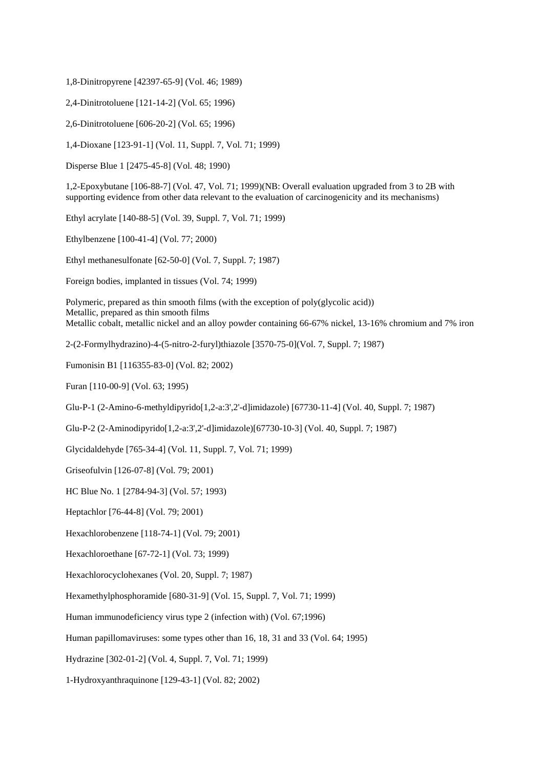1,8-Dinitropyrene [42397-65-9] (Vol. 46; 1989)

2,4-Dinitrotoluene [121-14-2] (Vol. 65; 1996)

2,6-Dinitrotoluene [606-20-2] (Vol. 65; 1996)

1,4-Dioxane [123-91-1] (Vol. 11, Suppl. 7, Vol. 71; 1999)

Disperse Blue 1 [2475-45-8] (Vol. 48; 1990)

1,2-Epoxybutane [106-88-7] (Vol. 47, Vol. 71; 1999)(NB: Overall evaluation upgraded from 3 to 2B with supporting evidence from other data relevant to the evaluation of carcinogenicity and its mechanisms)

Ethyl acrylate [140-88-5] (Vol. 39, Suppl. 7, Vol. 71; 1999)

Ethylbenzene [100-41-4] (Vol. 77; 2000)

Ethyl methanesulfonate [62-50-0] (Vol. 7, Suppl. 7; 1987)

Foreign bodies, implanted in tissues (Vol. 74; 1999)

Polymeric, prepared as thin smooth films (with the exception of poly(glycolic acid))
Metallic, prepared as thin smooth films
Metallic cobalt, metallic nickel and an alloy powder containing 66-67% nickel, 13-16% chromium and 7% iron

2-(2-Formylhydrazino)-4-(5-nitro-2-furyl)thiazole [3570-75-0](Vol. 7, Suppl. 7; 1987)

Fumonisin B1 [116355-83-0] (Vol. 82; 2002)

Furan [110-00-9] (Vol. 63; 1995)

Glu-P-1 (2-Amino-6-methyldipyrido[1,2-a:3',2'-d]imidazole) [67730-11-4] (Vol. 40, Suppl. 7; 1987)

Glu-P-2 (2-Aminodipyrido[1,2-a:3',2'-d]imidazole)[67730-10-3] (Vol. 40, Suppl. 7; 1987)

Glycidaldehyde [765-34-4] (Vol. 11, Suppl. 7, Vol. 71; 1999)

Griseofulvin [126-07-8] (Vol. 79; 2001)

HC Blue No. 1 [2784-94-3] (Vol. 57; 1993)

Heptachlor [76-44-8] (Vol. 79; 2001)

Hexachlorobenzene [118-74-1] (Vol. 79; 2001)

Hexachloroethane [67-72-1] (Vol. 73; 1999)

Hexachlorocyclohexanes (Vol. 20, Suppl. 7; 1987)

Hexamethylphosphoramide [680-31-9] (Vol. 15, Suppl. 7, Vol. 71; 1999)

Human immunodeficiency virus type 2 (infection with) (Vol. 67;1996)

Human papillomaviruses: some types other than 16, 18, 31 and 33 (Vol. 64; 1995)

Hydrazine [302-01-2] (Vol. 4, Suppl. 7, Vol. 71; 1999)

1-Hydroxyanthraquinone [129-43-1] (Vol. 82; 2002)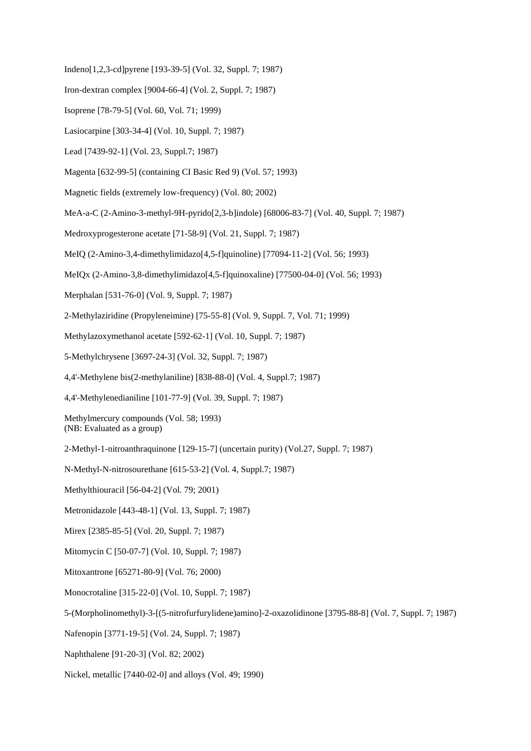Indeno[1,2,3-cd]pyrene [193-39-5] (Vol. 32, Suppl. 7; 1987)

Iron-dextran complex [9004-66-4] (Vol. 2, Suppl. 7; 1987)

Isoprene [78-79-5] (Vol. 60, Vol. 71; 1999)

Lasiocarpine [303-34-4] (Vol. 10, Suppl. 7; 1987)

Lead [7439-92-1] (Vol. 23, Suppl.7; 1987)

Magenta [632-99-5] (containing CI Basic Red 9) (Vol. 57; 1993)

Magnetic fields (extremely low-frequency) (Vol. 80; 2002)

MeA-a-C (2-Amino-3-methyl-9H-pyrido[2,3-b]indole) [68006-83-7] (Vol. 40, Suppl. 7; 1987)

Medroxyprogesterone acetate [71-58-9] (Vol. 21, Suppl. 7; 1987)

MeIQ (2-Amino-3,4-dimethylimidazo[4,5-f]quinoline) [77094-11-2] (Vol. 56; 1993)

MeIQx (2-Amino-3,8-dimethylimidazo[4,5-f]quinoxaline) [77500-04-0] (Vol. 56; 1993)

Merphalan [531-76-0] (Vol. 9, Suppl. 7; 1987)

2-Methylaziridine (Propyleneimine) [75-55-8] (Vol. 9, Suppl. 7, Vol. 71; 1999)

Methylazoxymethanol acetate [592-62-1] (Vol. 10, Suppl. 7; 1987)

5-Methylchrysene [3697-24-3] (Vol. 32, Suppl. 7; 1987)

4,4'-Methylene bis(2-methylaniline) [838-88-0] (Vol. 4, Suppl.7; 1987)

4,4'-Methylenedianiline [101-77-9] (Vol. 39, Suppl. 7; 1987)

Methylmercury compounds (Vol. 58; 1993)
(NB: Evaluated as a group)

2-Methyl-1-nitroanthraquinone [129-15-7] (uncertain purity) (Vol.27, Suppl. 7; 1987)

N-Methyl-N-nitrosourethane [615-53-2] (Vol. 4, Suppl.7; 1987)

Methylthiouracil [56-04-2] (Vol. 79; 2001)

Metronidazole [443-48-1] (Vol. 13, Suppl. 7; 1987)

Mirex [2385-85-5] (Vol. 20, Suppl. 7; 1987)

Mitomycin C [50-07-7] (Vol. 10, Suppl. 7; 1987)

Mitoxantrone [65271-80-9] (Vol. 76; 2000)

Monocrotaline [315-22-0] (Vol. 10, Suppl. 7; 1987)

5-(Morpholinomethyl)-3-[(5-nitrofurfurylidene)amino]-2-oxazolidinone [3795-88-8] (Vol. 7, Suppl. 7; 1987)

Nafenopin [3771-19-5] (Vol. 24, Suppl. 7; 1987)

Naphthalene [91-20-3] (Vol. 82; 2002)

Nickel, metallic [7440-02-0] and alloys (Vol. 49; 1990)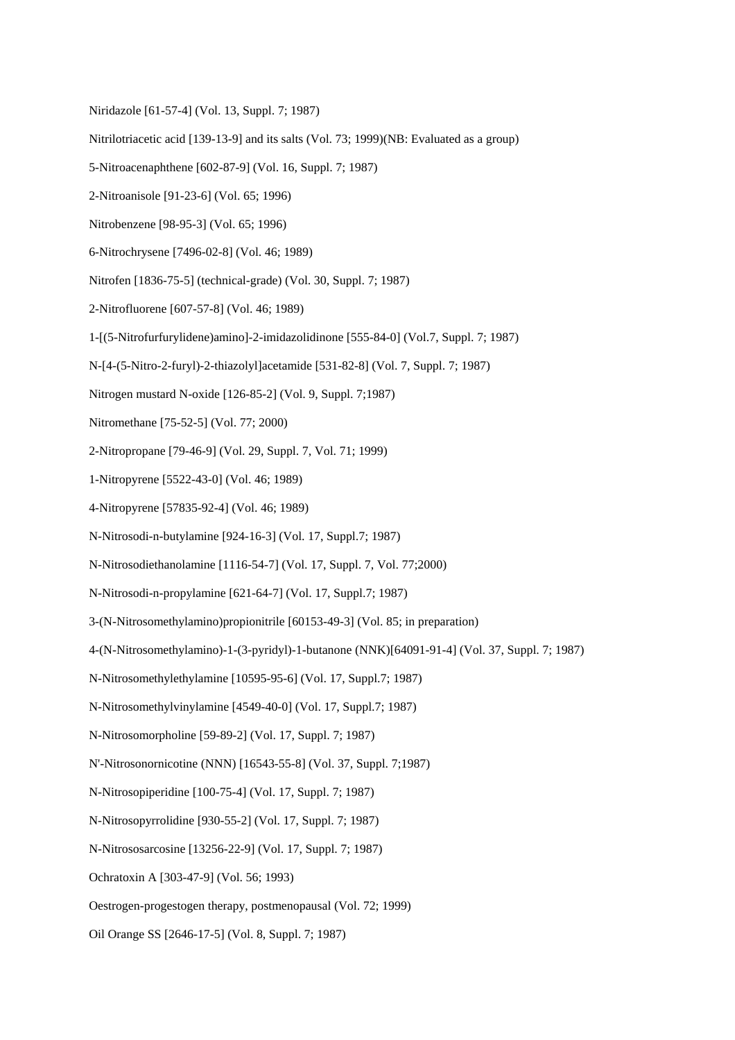Niridazole [61-57-4] (Vol. 13, Suppl. 7; 1987)

Nitrilotriacetic acid [139-13-9] and its salts (Vol. 73; 1999)(NB: Evaluated as a group)

5-Nitroacenaphthene [602-87-9] (Vol. 16, Suppl. 7; 1987)

2-Nitroanisole [91-23-6] (Vol. 65; 1996)

Nitrobenzene [98-95-3] (Vol. 65; 1996)

6-Nitrochrysene [7496-02-8] (Vol. 46; 1989)

Nitrofen [1836-75-5] (technical-grade) (Vol. 30, Suppl. 7; 1987)

2-Nitrofluorene [607-57-8] (Vol. 46; 1989)

1-[(5-Nitrofurfurylidene)amino]-2-imidazolidinone [555-84-0] (Vol.7, Suppl. 7; 1987)

N-[4-(5-Nitro-2-furyl)-2-thiazolyl]acetamide [531-82-8] (Vol. 7, Suppl. 7; 1987)

Nitrogen mustard N-oxide [126-85-2] (Vol. 9, Suppl. 7;1987)

Nitromethane [75-52-5] (Vol. 77; 2000)

2-Nitropropane [79-46-9] (Vol. 29, Suppl. 7, Vol. 71; 1999)

1-Nitropyrene [5522-43-0] (Vol. 46; 1989)

4-Nitropyrene [57835-92-4] (Vol. 46; 1989)

N-Nitrosodi-n-butylamine [924-16-3] (Vol. 17, Suppl.7; 1987)

N-Nitrosodiethanolamine [1116-54-7] (Vol. 17, Suppl. 7, Vol. 77;2000)

N-Nitrosodi-n-propylamine [621-64-7] (Vol. 17, Suppl.7; 1987)

3-(N-Nitrosomethylamino)propionitrile [60153-49-3] (Vol. 85; in preparation)

4-(N-Nitrosomethylamino)-1-(3-pyridyl)-1-butanone (NNK)[64091-91-4] (Vol. 37, Suppl. 7; 1987)

N-Nitrosomethylethylamine [10595-95-6] (Vol. 17, Suppl.7; 1987)

N-Nitrosomethylvinylamine [4549-40-0] (Vol. 17, Suppl.7; 1987)

N-Nitrosomorpholine [59-89-2] (Vol. 17, Suppl. 7; 1987)

N'-Nitrosonornicotine (NNN) [16543-55-8] (Vol. 37, Suppl. 7;1987)

N-Nitrosopiperidine [100-75-4] (Vol. 17, Suppl. 7; 1987)

N-Nitrosopyrrolidine [930-55-2] (Vol. 17, Suppl. 7; 1987)

N-Nitrososarcosine [13256-22-9] (Vol. 17, Suppl. 7; 1987)

Ochratoxin A [303-47-9] (Vol. 56; 1993)

Oestrogen-progestogen therapy, postmenopausal (Vol. 72; 1999)

Oil Orange SS [2646-17-5] (Vol. 8, Suppl. 7; 1987)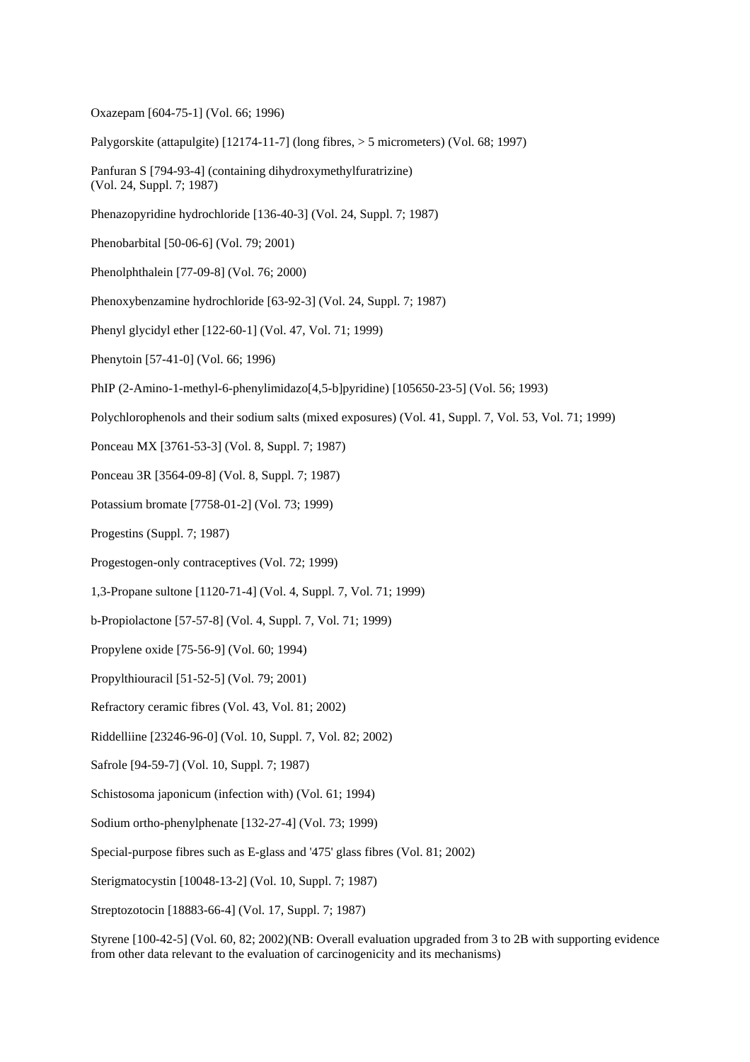Oxazepam [604-75-1] (Vol. 66; 1996)

Palygorskite (attapulgite) [12174-11-7] (long fibres, > 5 micrometers) (Vol. 68; 1997)

Panfuran S [794-93-4] (containing dihydroxymethylfuratrizine)
(Vol. 24, Suppl. 7; 1987)

Phenazopyridine hydrochloride [136-40-3] (Vol. 24, Suppl. 7; 1987)

Phenobarbital [50-06-6] (Vol. 79; 2001)

Phenolphthalein [77-09-8] (Vol. 76; 2000)

Phenoxybenzamine hydrochloride [63-92-3] (Vol. 24, Suppl. 7; 1987)

Phenyl glycidyl ether [122-60-1] (Vol. 47, Vol. 71; 1999)

Phenytoin [57-41-0] (Vol. 66; 1996)

PhIP (2-Amino-1-methyl-6-phenylimidazo[4,5-b]pyridine) [105650-23-5] (Vol. 56; 1993)

Polychlorophenols and their sodium salts (mixed exposures) (Vol. 41, Suppl. 7, Vol. 53, Vol. 71; 1999)

Ponceau MX [3761-53-3] (Vol. 8, Suppl. 7; 1987)

Ponceau 3R [3564-09-8] (Vol. 8, Suppl. 7; 1987)

Potassium bromate [7758-01-2] (Vol. 73; 1999)

Progestins (Suppl. 7; 1987)

Progestogen-only contraceptives (Vol. 72; 1999)

1,3-Propane sultone [1120-71-4] (Vol. 4, Suppl. 7, Vol. 71; 1999)

b-Propiolactone [57-57-8] (Vol. 4, Suppl. 7, Vol. 71; 1999)

Propylene oxide [75-56-9] (Vol. 60; 1994)

Propylthiouracil [51-52-5] (Vol. 79; 2001)

Refractory ceramic fibres (Vol. 43, Vol. 81; 2002)

Riddelliine [23246-96-0] (Vol. 10, Suppl. 7, Vol. 82; 2002)

Safrole [94-59-7] (Vol. 10, Suppl. 7; 1987)

Schistosoma japonicum (infection with) (Vol. 61; 1994)

Sodium ortho-phenylphenate [132-27-4] (Vol. 73; 1999)

Special-purpose fibres such as E-glass and '475' glass fibres (Vol. 81; 2002)

Sterigmatocystin [10048-13-2] (Vol. 10, Suppl. 7; 1987)

Streptozotocin [18883-66-4] (Vol. 17, Suppl. 7; 1987)

Styrene [100-42-5] (Vol. 60, 82; 2002)(NB: Overall evaluation upgraded from 3 to 2B with supporting evidence from other data relevant to the evaluation of carcinogenicity and its mechanisms)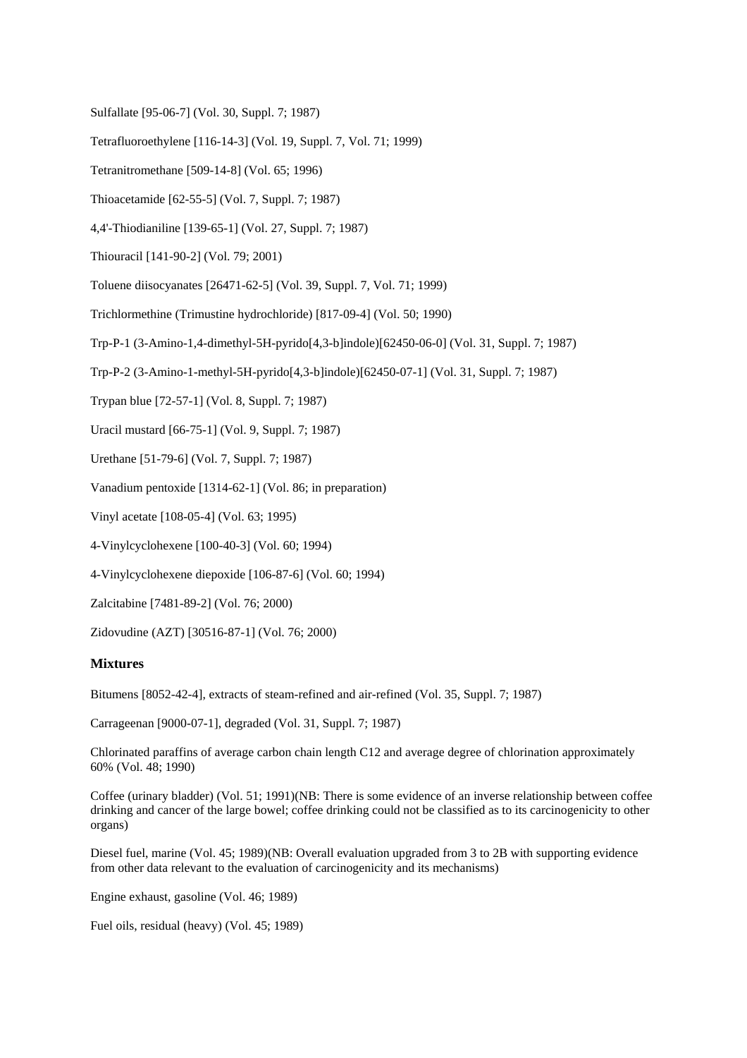Sulfallate [95-06-7] (Vol. 30, Suppl. 7; 1987)

Tetrafluoroethylene [116-14-3] (Vol. 19, Suppl. 7, Vol. 71; 1999)

Tetranitromethane [509-14-8] (Vol. 65; 1996)

Thioacetamide [62-55-5] (Vol. 7, Suppl. 7; 1987)

4,4'-Thiodianiline [139-65-1] (Vol. 27, Suppl. 7; 1987)

Thiouracil [141-90-2] (Vol. 79; 2001)

Toluene diisocyanates [26471-62-5] (Vol. 39, Suppl. 7, Vol. 71; 1999)

Trichlormethine (Trimustine hydrochloride) [817-09-4] (Vol. 50; 1990)

Trp-P-1 (3-Amino-1,4-dimethyl-5H-pyrido[4,3-b]indole)[62450-06-0] (Vol. 31, Suppl. 7; 1987)

Trp-P-2 (3-Amino-1-methyl-5H-pyrido[4,3-b]indole)[62450-07-1] (Vol. 31, Suppl. 7; 1987)

Trypan blue [72-57-1] (Vol. 8, Suppl. 7; 1987)

Uracil mustard [66-75-1] (Vol. 9, Suppl. 7; 1987)

Urethane [51-79-6] (Vol. 7, Suppl. 7; 1987)

Vanadium pentoxide [1314-62-1] (Vol. 86; in preparation)

Vinyl acetate [108-05-4] (Vol. 63; 1995)

4-Vinylcyclohexene [100-40-3] (Vol. 60; 1994)

4-Vinylcyclohexene diepoxide [106-87-6] (Vol. 60; 1994)

Zalcitabine [7481-89-2] (Vol. 76; 2000)

Zidovudine (AZT) [30516-87-1] (Vol. 76; 2000)

### Mixtures

Bitumens [8052-42-4], extracts of steam-refined and air-refined (Vol. 35, Suppl. 7; 1987)

Carrageenan [9000-07-1], degraded (Vol. 31, Suppl. 7; 1987)

Chlorinated paraffins of average carbon chain length C12 and average degree of chlorination approximately 60% (Vol. 48; 1990)

Coffee (urinary bladder) (Vol. 51; 1991)(NB: There is some evidence of an inverse relationship between coffee drinking and cancer of the large bowel; coffee drinking could not be classified as to its carcinogenicity to other organs)

Diesel fuel, marine (Vol. 45; 1989)(NB: Overall evaluation upgraded from 3 to 2B with supporting evidence from other data relevant to the evaluation of carcinogenicity and its mechanisms)

Engine exhaust, gasoline (Vol. 46; 1989)

Fuel oils, residual (heavy) (Vol. 45; 1989)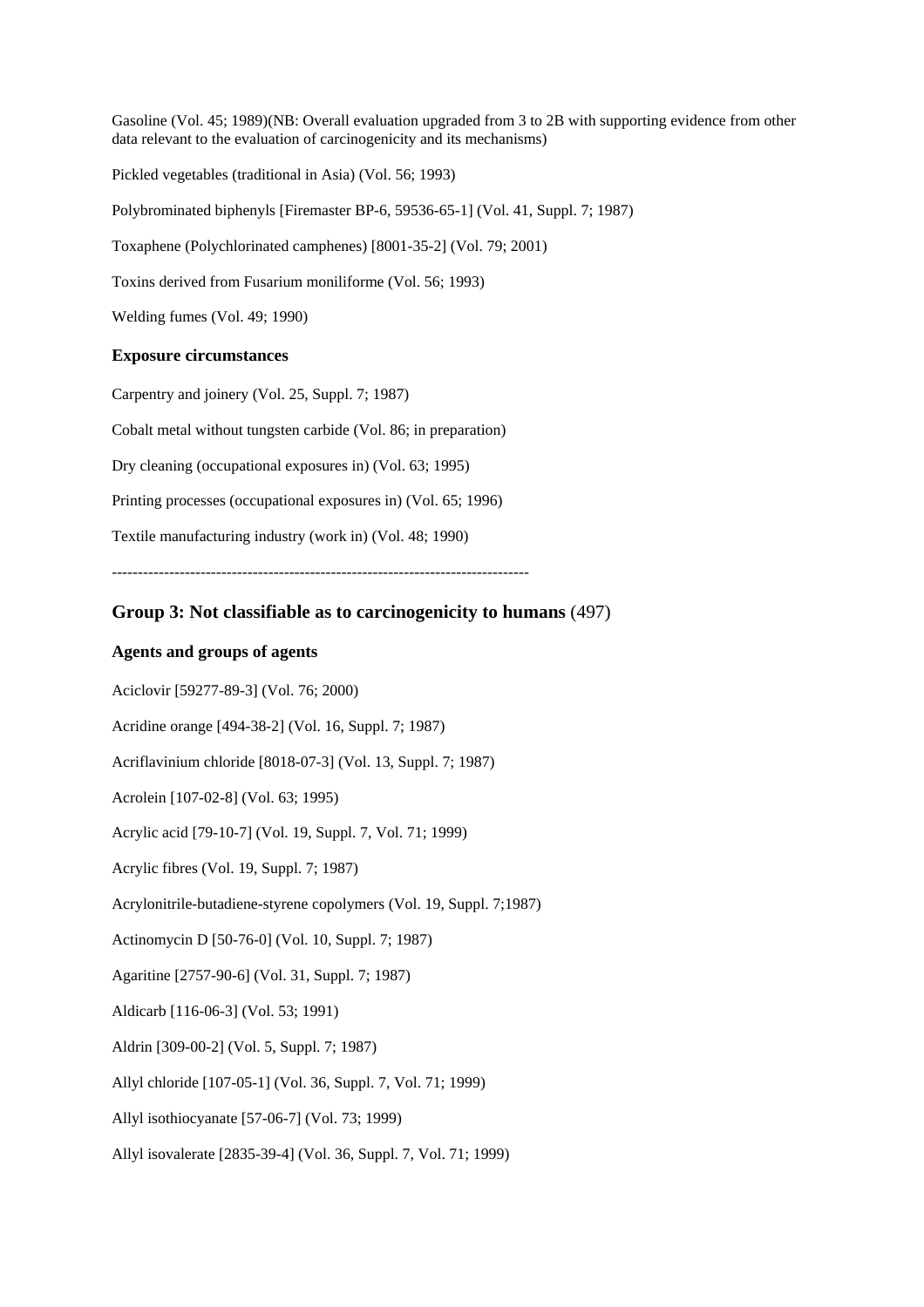Gasoline (Vol. 45; 1989)(NB: Overall evaluation upgraded from 3 to 2B with supporting evidence from other data relevant to the evaluation of carcinogenicity and its mechanisms)

Pickled vegetables (traditional in Asia) (Vol. 56; 1993)

Polybrominated biphenyls [Firemaster BP-6, 59536-65-1] (Vol. 41, Suppl. 7; 1987)

Toxaphene (Polychlorinated camphenes) [8001-35-2] (Vol. 79; 2001)

Toxins derived from Fusarium moniliforme (Vol. 56; 1993)

Welding fumes (Vol. 49; 1990)

**Exposure circumstances**

Carpentry and joinery (Vol. 25, Suppl. 7; 1987)

Cobalt metal without tungsten carbide (Vol. 86; in preparation)

Dry cleaning (occupational exposures in) (Vol. 63; 1995)

Printing processes (occupational exposures in) (Vol. 65; 1996)

Textile manufacturing industry (work in) (Vol. 48; 1990)

--------------------------------------------------------------------------------

## **Group 3: Not classifiable as to carcinogenicity to humans** (497)

**Agents and groups of agents**

Aciclovir [59277-89-3] (Vol. 76; 2000)

Acridine orange [494-38-2] (Vol. 16, Suppl. 7; 1987)

Acriflavinium chloride [8018-07-3] (Vol. 13, Suppl. 7; 1987)

Acrolein [107-02-8] (Vol. 63; 1995)

Acrylic acid [79-10-7] (Vol. 19, Suppl. 7, Vol. 71; 1999)

Acrylic fibres (Vol. 19, Suppl. 7; 1987)

Acrylonitrile-butadiene-styrene copolymers (Vol. 19, Suppl. 7;1987)

Actinomycin D [50-76-0] (Vol. 10, Suppl. 7; 1987)

Agaritine [2757-90-6] (Vol. 31, Suppl. 7; 1987)

Aldicarb [116-06-3] (Vol. 53; 1991)

Aldrin [309-00-2] (Vol. 5, Suppl. 7; 1987)

Allyl chloride [107-05-1] (Vol. 36, Suppl. 7, Vol. 71; 1999)

Allyl isothiocyanate [57-06-7] (Vol. 73; 1999)

Allyl isovalerate [2835-39-4] (Vol. 36, Suppl. 7, Vol. 71; 1999)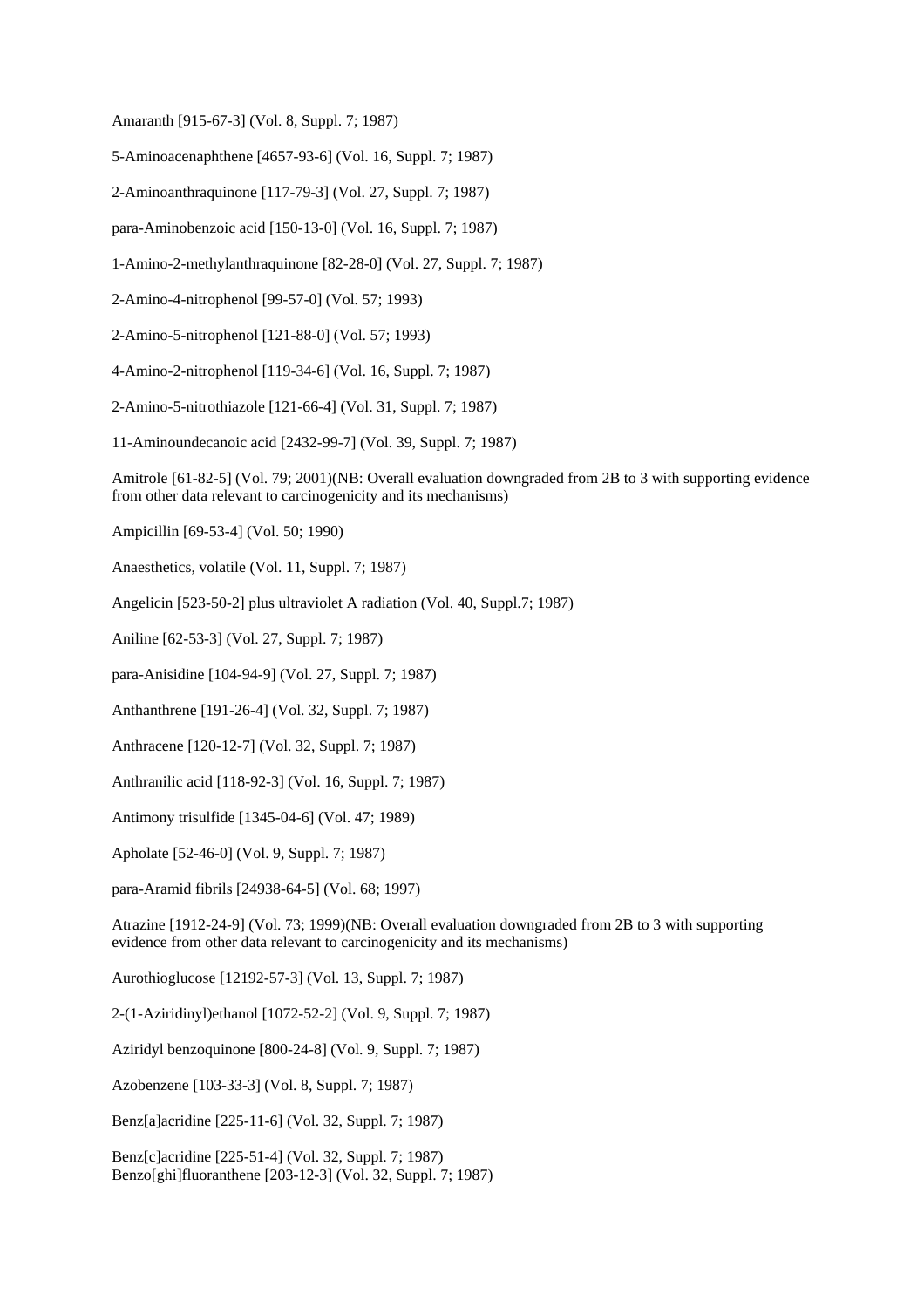Amaranth [915-67-3] (Vol. 8, Suppl. 7; 1987)

5-Aminoacenaphthene [4657-93-6] (Vol. 16, Suppl. 7; 1987)

2-Aminoanthraquinone [117-79-3] (Vol. 27, Suppl. 7; 1987)

para-Aminobenzoic acid [150-13-0] (Vol. 16, Suppl. 7; 1987)

1-Amino-2-methylanthraquinone [82-28-0] (Vol. 27, Suppl. 7; 1987)

2-Amino-4-nitrophenol [99-57-0] (Vol. 57; 1993)

2-Amino-5-nitrophenol [121-88-0] (Vol. 57; 1993)

4-Amino-2-nitrophenol [119-34-6] (Vol. 16, Suppl. 7; 1987)

2-Amino-5-nitrothiazole [121-66-4] (Vol. 31, Suppl. 7; 1987)

11-Aminoundecanoic acid [2432-99-7] (Vol. 39, Suppl. 7; 1987)

Amitrole [61-82-5] (Vol. 79; 2001)(NB: Overall evaluation downgraded from 2B to 3 with supporting evidence from other data relevant to carcinogenicity and its mechanisms)

Ampicillin [69-53-4] (Vol. 50; 1990)

Anaesthetics, volatile (Vol. 11, Suppl. 7; 1987)

Angelicin [523-50-2] plus ultraviolet A radiation (Vol. 40, Suppl.7; 1987)

Aniline [62-53-3] (Vol. 27, Suppl. 7; 1987)

para-Anisidine [104-94-9] (Vol. 27, Suppl. 7; 1987)

Anthanthrene [191-26-4] (Vol. 32, Suppl. 7; 1987)

Anthracene [120-12-7] (Vol. 32, Suppl. 7; 1987)

Anthranilic acid [118-92-3] (Vol. 16, Suppl. 7; 1987)

Antimony trisulfide [1345-04-6] (Vol. 47; 1989)

Apholate [52-46-0] (Vol. 9, Suppl. 7; 1987)

para-Aramid fibrils [24938-64-5] (Vol. 68; 1997)

Atrazine [1912-24-9] (Vol. 73; 1999)(NB: Overall evaluation downgraded from 2B to 3 with supporting evidence from other data relevant to carcinogenicity and its mechanisms)

Aurothioglucose [12192-57-3] (Vol. 13, Suppl. 7; 1987)

2-(1-Aziridinyl)ethanol [1072-52-2] (Vol. 9, Suppl. 7; 1987)

Aziridyl benzoquinone [800-24-8] (Vol. 9, Suppl. 7; 1987)

Azobenzene [103-33-3] (Vol. 8, Suppl. 7; 1987)

Benz[a]acridine [225-11-6] (Vol. 32, Suppl. 7; 1987)

Benz[c]acridine [225-51-4] (Vol. 32, Suppl. 7; 1987)
Benzo[ghi]fluoranthene [203-12-3] (Vol. 32, Suppl. 7; 1987)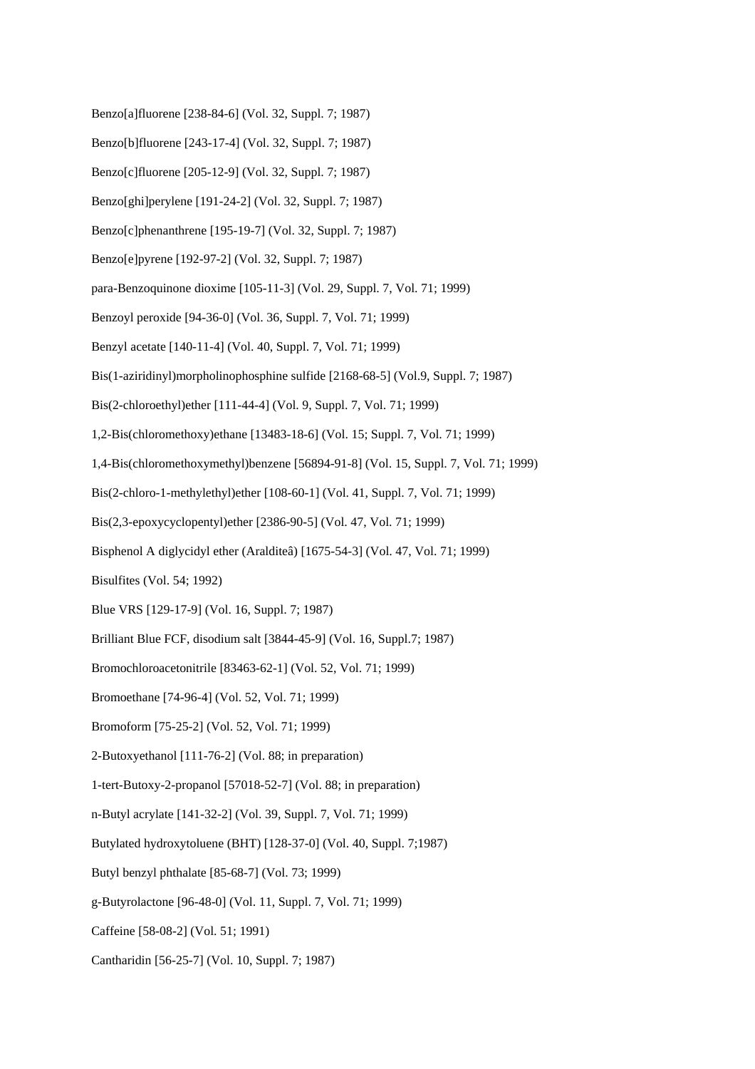Benzo[a]fluorene [238-84-6] (Vol. 32, Suppl. 7; 1987)

Benzo[b]fluorene [243-17-4] (Vol. 32, Suppl. 7; 1987)

Benzo[c]fluorene [205-12-9] (Vol. 32, Suppl. 7; 1987)

Benzo[ghi]perylene [191-24-2] (Vol. 32, Suppl. 7; 1987)

Benzo[c]phenanthrene [195-19-7] (Vol. 32, Suppl. 7; 1987)

Benzo[e]pyrene [192-97-2] (Vol. 32, Suppl. 7; 1987)

para-Benzoquinone dioxime [105-11-3] (Vol. 29, Suppl. 7, Vol. 71; 1999)

Benzoyl peroxide [94-36-0] (Vol. 36, Suppl. 7, Vol. 71; 1999)

Benzyl acetate [140-11-4] (Vol. 40, Suppl. 7, Vol. 71; 1999)

Bis(1-aziridinyl)morpholinophosphine sulfide [2168-68-5] (Vol.9, Suppl. 7; 1987)

Bis(2-chloroethyl)ether [111-44-4] (Vol. 9, Suppl. 7, Vol. 71; 1999)

1,2-Bis(chloromethoxy)ethane [13483-18-6] (Vol. 15; Suppl. 7, Vol. 71; 1999)

1,4-Bis(chloromethoxymethyl)benzene [56894-91-8] (Vol. 15, Suppl. 7, Vol. 71; 1999)

Bis(2-chloro-1-methylethyl)ether [108-60-1] (Vol. 41, Suppl. 7, Vol. 71; 1999)

Bis(2,3-epoxycyclopentyl)ether [2386-90-5] (Vol. 47, Vol. 71; 1999)

Bisphenol A diglycidyl ether (Aralditeâ) [1675-54-3] (Vol. 47, Vol. 71; 1999)

Bisulfites (Vol. 54; 1992)

Blue VRS [129-17-9] (Vol. 16, Suppl. 7; 1987)

Brilliant Blue FCF, disodium salt [3844-45-9] (Vol. 16, Suppl.7; 1987)

Bromochloroacetonitrile [83463-62-1] (Vol. 52, Vol. 71; 1999)

Bromoethane [74-96-4] (Vol. 52, Vol. 71; 1999)

Bromoform [75-25-2] (Vol. 52, Vol. 71; 1999)

2-Butoxyethanol [111-76-2] (Vol. 88; in preparation)

1-tert-Butoxy-2-propanol [57018-52-7] (Vol. 88; in preparation)

n-Butyl acrylate [141-32-2] (Vol. 39, Suppl. 7, Vol. 71; 1999)

Butylated hydroxytoluene (BHT) [128-37-0] (Vol. 40, Suppl. 7;1987)

Butyl benzyl phthalate [85-68-7] (Vol. 73; 1999)

g-Butyrolactone [96-48-0] (Vol. 11, Suppl. 7, Vol. 71; 1999)

Caffeine [58-08-2] (Vol. 51; 1991)

Cantharidin [56-25-7] (Vol. 10, Suppl. 7; 1987)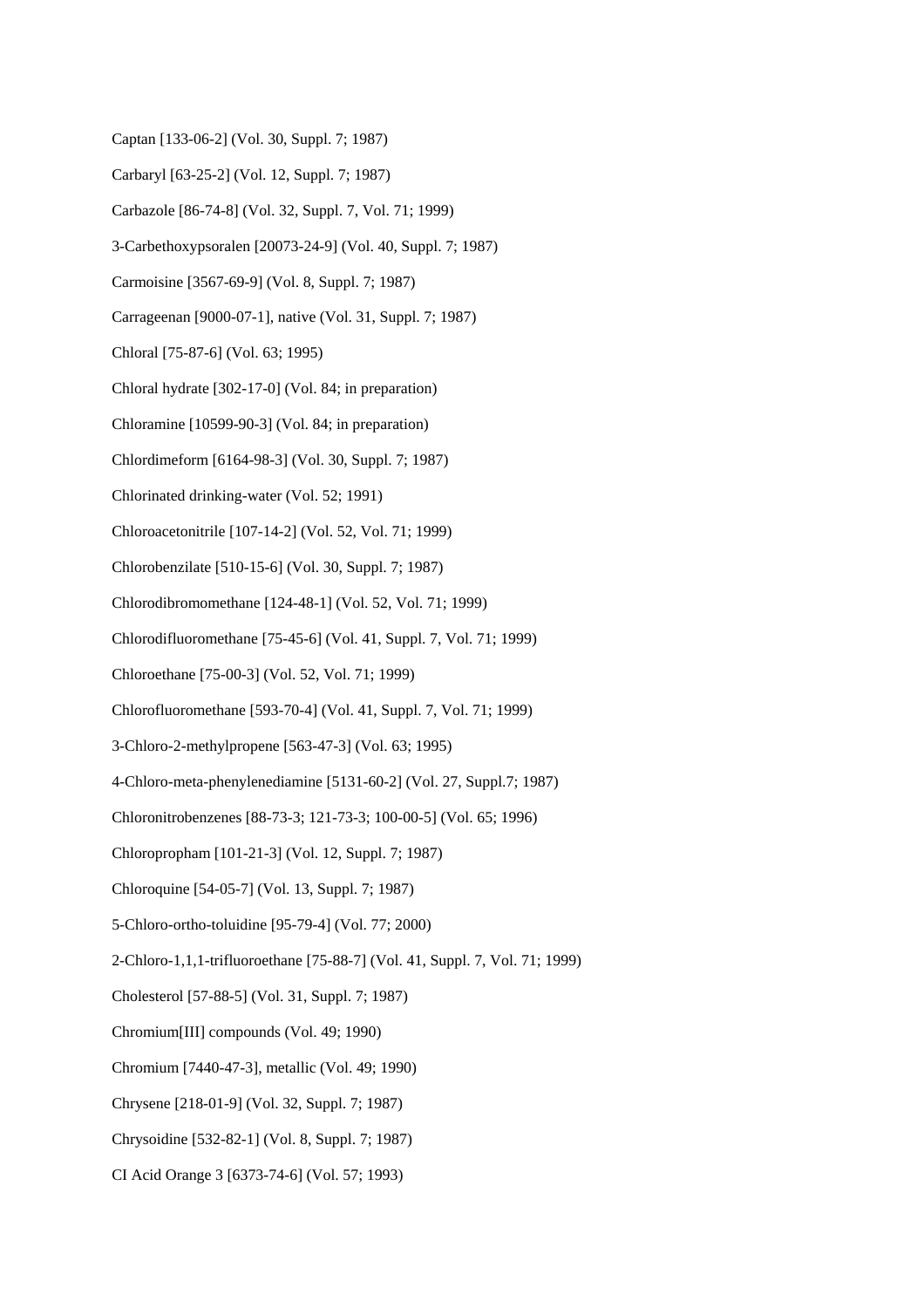Captan [133-06-2] (Vol. 30, Suppl. 7; 1987)

Carbaryl [63-25-2] (Vol. 12, Suppl. 7; 1987)

Carbazole [86-74-8] (Vol. 32, Suppl. 7, Vol. 71; 1999)

3-Carbethoxypsoralen [20073-24-9] (Vol. 40, Suppl. 7; 1987)

Carmoisine [3567-69-9] (Vol. 8, Suppl. 7; 1987)

Carrageenan [9000-07-1], native (Vol. 31, Suppl. 7; 1987)

Chloral [75-87-6] (Vol. 63; 1995)

Chloral hydrate [302-17-0] (Vol. 84; in preparation)

Chloramine [10599-90-3] (Vol. 84; in preparation)

Chlordimeform [6164-98-3] (Vol. 30, Suppl. 7; 1987)

Chlorinated drinking-water (Vol. 52; 1991)

Chloroacetonitrile [107-14-2] (Vol. 52, Vol. 71; 1999)

Chlorobenzilate [510-15-6] (Vol. 30, Suppl. 7; 1987)

Chlorodibromomethane [124-48-1] (Vol. 52, Vol. 71; 1999)

Chlorodifluoromethane [75-45-6] (Vol. 41, Suppl. 7, Vol. 71; 1999)

Chloroethane [75-00-3] (Vol. 52, Vol. 71; 1999)

Chlorofluoromethane [593-70-4] (Vol. 41, Suppl. 7, Vol. 71; 1999)

3-Chloro-2-methylpropene [563-47-3] (Vol. 63; 1995)

4-Chloro-meta-phenylenediamine [5131-60-2] (Vol. 27, Suppl.7; 1987)

Chloronitrobenzenes [88-73-3; 121-73-3; 100-00-5] (Vol. 65; 1996)

Chloropropham [101-21-3] (Vol. 12, Suppl. 7; 1987)

Chloroquine [54-05-7] (Vol. 13, Suppl. 7; 1987)

5-Chloro-ortho-toluidine [95-79-4] (Vol. 77; 2000)

2-Chloro-1,1,1-trifluoroethane [75-88-7] (Vol. 41, Suppl. 7, Vol. 71; 1999)

Cholesterol [57-88-5] (Vol. 31, Suppl. 7; 1987)

Chromium[III] compounds (Vol. 49; 1990)

Chromium [7440-47-3], metallic (Vol. 49; 1990)

Chrysene [218-01-9] (Vol. 32, Suppl. 7; 1987)

Chrysoidine [532-82-1] (Vol. 8, Suppl. 7; 1987)

CI Acid Orange 3 [6373-74-6] (Vol. 57; 1993)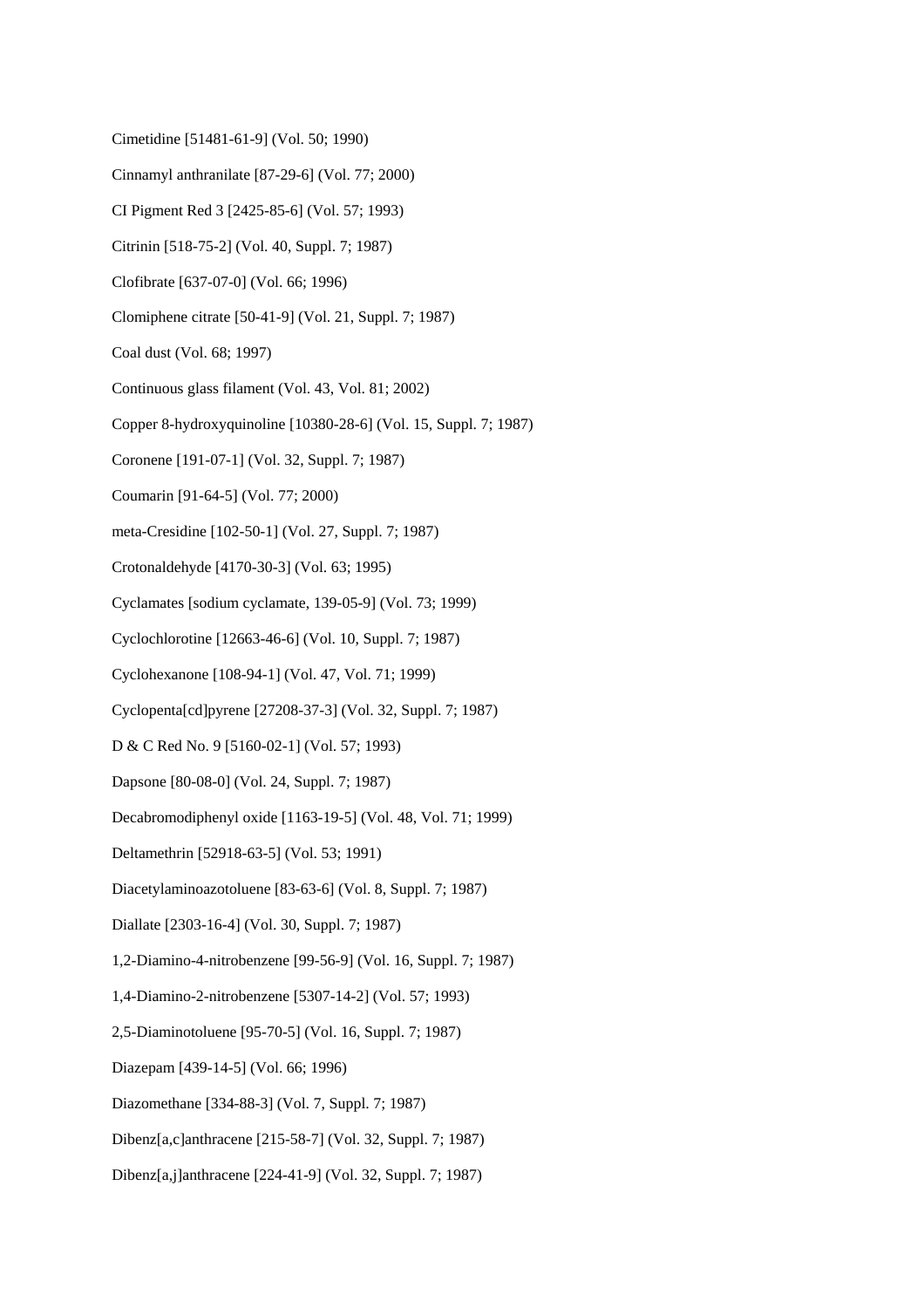Cimetidine [51481-61-9] (Vol. 50; 1990)

Cinnamyl anthranilate [87-29-6] (Vol. 77; 2000)

CI Pigment Red 3 [2425-85-6] (Vol. 57; 1993)

Citrinin [518-75-2] (Vol. 40, Suppl. 7; 1987)

Clofibrate [637-07-0] (Vol. 66; 1996)

Clomiphene citrate [50-41-9] (Vol. 21, Suppl. 7; 1987)

Coal dust (Vol. 68; 1997)

Continuous glass filament (Vol. 43, Vol. 81; 2002)

Copper 8-hydroxyquinoline [10380-28-6] (Vol. 15, Suppl. 7; 1987)

Coronene [191-07-1] (Vol. 32, Suppl. 7; 1987)

Coumarin [91-64-5] (Vol. 77; 2000)

meta-Cresidine [102-50-1] (Vol. 27, Suppl. 7; 1987)

Crotonaldehyde [4170-30-3] (Vol. 63; 1995)

Cyclamates [sodium cyclamate, 139-05-9] (Vol. 73; 1999)

Cyclochlorotine [12663-46-6] (Vol. 10, Suppl. 7; 1987)

Cyclohexanone [108-94-1] (Vol. 47, Vol. 71; 1999)

Cyclopenta[cd]pyrene [27208-37-3] (Vol. 32, Suppl. 7; 1987)

D & C Red No. 9 [5160-02-1] (Vol. 57; 1993)

Dapsone [80-08-0] (Vol. 24, Suppl. 7; 1987)

Decabromodiphenyl oxide [1163-19-5] (Vol. 48, Vol. 71; 1999)

Deltamethrin [52918-63-5] (Vol. 53; 1991)

Diacetylaminoazotoluene [83-63-6] (Vol. 8, Suppl. 7; 1987)

Diallate [2303-16-4] (Vol. 30, Suppl. 7; 1987)

1,2-Diamino-4-nitrobenzene [99-56-9] (Vol. 16, Suppl. 7; 1987)

1,4-Diamino-2-nitrobenzene [5307-14-2] (Vol. 57; 1993)

2,5-Diaminotoluene [95-70-5] (Vol. 16, Suppl. 7; 1987)

Diazepam [439-14-5] (Vol. 66; 1996)

Diazomethane [334-88-3] (Vol. 7, Suppl. 7; 1987)

Dibenz[a,c]anthracene [215-58-7] (Vol. 32, Suppl. 7; 1987)

Dibenz[a,j]anthracene [224-41-9] (Vol. 32, Suppl. 7; 1987)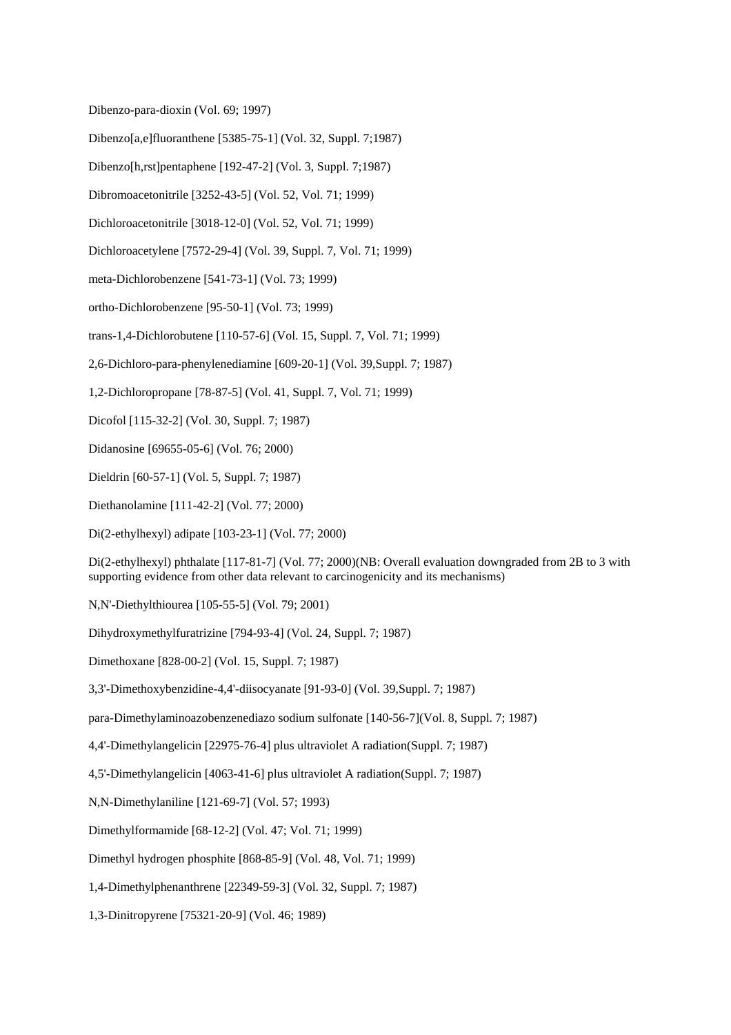Dibenzo-para-dioxin (Vol. 69; 1997)

Dibenzo[a,e]fluoranthene [5385-75-1] (Vol. 32, Suppl. 7;1987)

Dibenzo[h,rst]pentaphene [192-47-2] (Vol. 3, Suppl. 7;1987)

Dibromoacetonitrile [3252-43-5] (Vol. 52, Vol. 71; 1999)

Dichloroacetonitrile [3018-12-0] (Vol. 52, Vol. 71; 1999)

Dichloroacetylene [7572-29-4] (Vol. 39, Suppl. 7, Vol. 71; 1999)

meta-Dichlorobenzene [541-73-1] (Vol. 73; 1999)

ortho-Dichlorobenzene [95-50-1] (Vol. 73; 1999)

trans-1,4-Dichlorobutene [110-57-6] (Vol. 15, Suppl. 7, Vol. 71; 1999)

2,6-Dichloro-para-phenylenediamine [609-20-1] (Vol. 39,Suppl. 7; 1987)

1,2-Dichloropropane [78-87-5] (Vol. 41, Suppl. 7, Vol. 71; 1999)

Dicofol [115-32-2] (Vol. 30, Suppl. 7; 1987)

Didanosine [69655-05-6] (Vol. 76; 2000)

Dieldrin [60-57-1] (Vol. 5, Suppl. 7; 1987)

Diethanolamine [111-42-2] (Vol. 77; 2000)

Di(2-ethylhexyl) adipate [103-23-1] (Vol. 77; 2000)

Di(2-ethylhexyl) phthalate [117-81-7] (Vol. 77; 2000)(NB: Overall evaluation downgraded from 2B to 3 with supporting evidence from other data relevant to carcinogenicity and its mechanisms)

N,N'-Diethylthiourea [105-55-5] (Vol. 79; 2001)

Dihydroxymethylfuratrizine [794-93-4] (Vol. 24, Suppl. 7; 1987)

Dimethoxane [828-00-2] (Vol. 15, Suppl. 7; 1987)

3,3'-Dimethoxybenzidine-4,4'-diisocyanate [91-93-0] (Vol. 39,Suppl. 7; 1987)

para-Dimethylaminoazobenzenediazo sodium sulfonate [140-56-7](Vol. 8, Suppl. 7; 1987)

4,4'-Dimethylangelicin [22975-76-4] plus ultraviolet A radiation(Suppl. 7; 1987)

4,5'-Dimethylangelicin [4063-41-6] plus ultraviolet A radiation(Suppl. 7; 1987)

N,N-Dimethylaniline [121-69-7] (Vol. 57; 1993)

Dimethylformamide [68-12-2] (Vol. 47; Vol. 71; 1999)

Dimethyl hydrogen phosphite [868-85-9] (Vol. 48, Vol. 71; 1999)

1,4-Dimethylphenanthrene [22349-59-3] (Vol. 32, Suppl. 7; 1987)

1,3-Dinitropyrene [75321-20-9] (Vol. 46; 1989)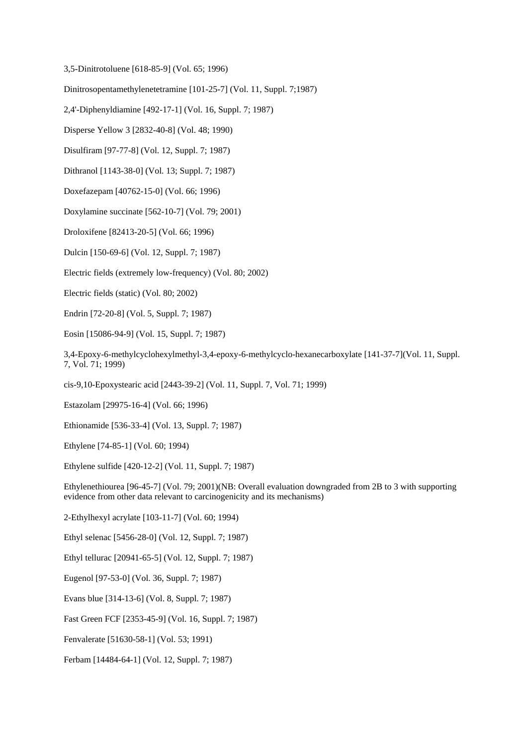3,5-Dinitrotoluene [618-85-9] (Vol. 65; 1996)

Dinitrosopentamethylenetetramine [101-25-7] (Vol. 11, Suppl. 7;1987)

2,4'-Diphenyldiamine [492-17-1] (Vol. 16, Suppl. 7; 1987)

Disperse Yellow 3 [2832-40-8] (Vol. 48; 1990)

Disulfiram [97-77-8] (Vol. 12, Suppl. 7; 1987)

Dithranol [1143-38-0] (Vol. 13; Suppl. 7; 1987)

Doxefazepam [40762-15-0] (Vol. 66; 1996)

Doxylamine succinate [562-10-7] (Vol. 79; 2001)

Droloxifene [82413-20-5] (Vol. 66; 1996)

Dulcin [150-69-6] (Vol. 12, Suppl. 7; 1987)

Electric fields (extremely low-frequency) (Vol. 80; 2002)

Electric fields (static) (Vol. 80; 2002)

Endrin [72-20-8] (Vol. 5, Suppl. 7; 1987)

Eosin [15086-94-9] (Vol. 15, Suppl. 7; 1987)

3,4-Epoxy-6-methylcyclohexylmethyl-3,4-epoxy-6-methylcyclo-hexanecarboxylate [141-37-7](Vol. 11, Suppl. 7, Vol. 71; 1999)

cis-9,10-Epoxystearic acid [2443-39-2] (Vol. 11, Suppl. 7, Vol. 71; 1999)

Estazolam [29975-16-4] (Vol. 66; 1996)

Ethionamide [536-33-4] (Vol. 13, Suppl. 7; 1987)

Ethylene [74-85-1] (Vol. 60; 1994)

Ethylene sulfide [420-12-2] (Vol. 11, Suppl. 7; 1987)

Ethylenethiourea [96-45-7] (Vol. 79; 2001)(NB: Overall evaluation downgraded from 2B to 3 with supporting evidence from other data relevant to carcinogenicity and its mechanisms)

2-Ethylhexyl acrylate [103-11-7] (Vol. 60; 1994)

Ethyl selenac [5456-28-0] (Vol. 12, Suppl. 7; 1987)

Ethyl tellurac [20941-65-5] (Vol. 12, Suppl. 7; 1987)

Eugenol [97-53-0] (Vol. 36, Suppl. 7; 1987)

Evans blue [314-13-6] (Vol. 8, Suppl. 7; 1987)

Fast Green FCF [2353-45-9] (Vol. 16, Suppl. 7; 1987)

Fenvalerate [51630-58-1] (Vol. 53; 1991)

Ferbam [14484-64-1] (Vol. 12, Suppl. 7; 1987)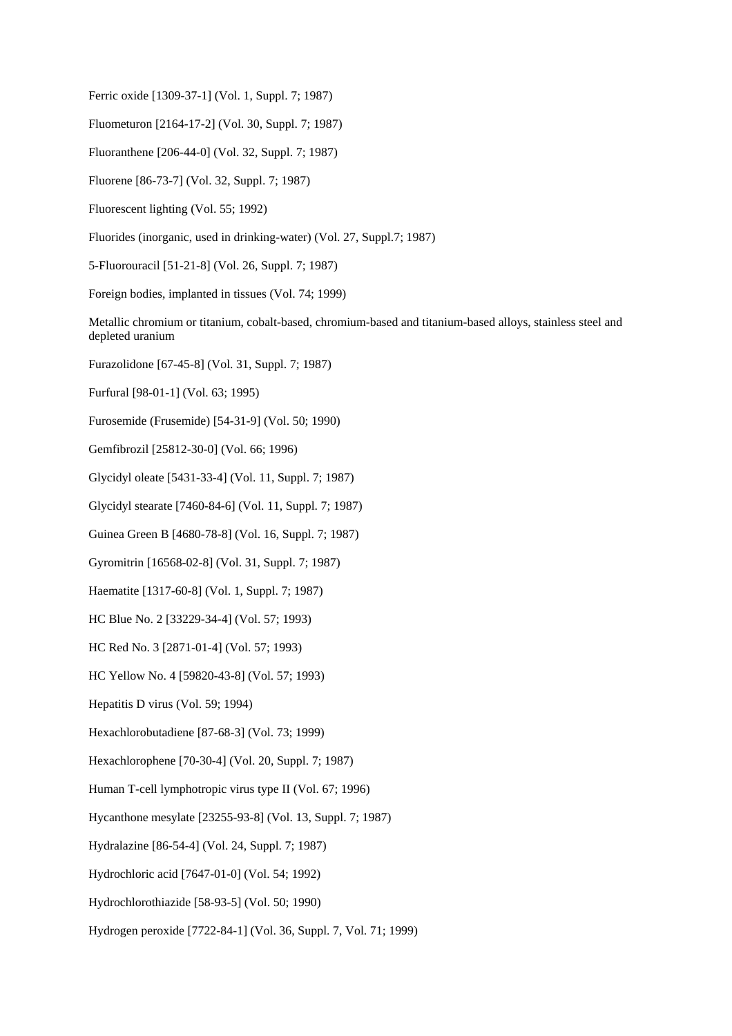Ferric oxide [1309-37-1] (Vol. 1, Suppl. 7; 1987)

Fluometuron [2164-17-2] (Vol. 30, Suppl. 7; 1987)

Fluoranthene [206-44-0] (Vol. 32, Suppl. 7; 1987)

Fluorene [86-73-7] (Vol. 32, Suppl. 7; 1987)

Fluorescent lighting (Vol. 55; 1992)

Fluorides (inorganic, used in drinking-water) (Vol. 27, Suppl.7; 1987)

5-Fluorouracil [51-21-8] (Vol. 26, Suppl. 7; 1987)

Foreign bodies, implanted in tissues (Vol. 74; 1999)

Metallic chromium or titanium, cobalt-based, chromium-based and titanium-based alloys, stainless steel and depleted uranium

Furazolidone [67-45-8] (Vol. 31, Suppl. 7; 1987)

Furfural [98-01-1] (Vol. 63; 1995)

Furosemide (Frusemide) [54-31-9] (Vol. 50; 1990)

Gemfibrozil [25812-30-0] (Vol. 66; 1996)

Glycidyl oleate [5431-33-4] (Vol. 11, Suppl. 7; 1987)

Glycidyl stearate [7460-84-6] (Vol. 11, Suppl. 7; 1987)

Guinea Green B [4680-78-8] (Vol. 16, Suppl. 7; 1987)

Gyromitrin [16568-02-8] (Vol. 31, Suppl. 7; 1987)

Haematite [1317-60-8] (Vol. 1, Suppl. 7; 1987)

HC Blue No. 2 [33229-34-4] (Vol. 57; 1993)

HC Red No. 3 [2871-01-4] (Vol. 57; 1993)

HC Yellow No. 4 [59820-43-8] (Vol. 57; 1993)

Hepatitis D virus (Vol. 59; 1994)

Hexachlorobutadiene [87-68-3] (Vol. 73; 1999)

Hexachlorophene [70-30-4] (Vol. 20, Suppl. 7; 1987)

Human T-cell lymphotropic virus type II (Vol. 67; 1996)

Hycanthone mesylate [23255-93-8] (Vol. 13, Suppl. 7; 1987)

Hydralazine [86-54-4] (Vol. 24, Suppl. 7; 1987)

Hydrochloric acid [7647-01-0] (Vol. 54; 1992)

Hydrochlorothiazide [58-93-5] (Vol. 50; 1990)

Hydrogen peroxide [7722-84-1] (Vol. 36, Suppl. 7, Vol. 71; 1999)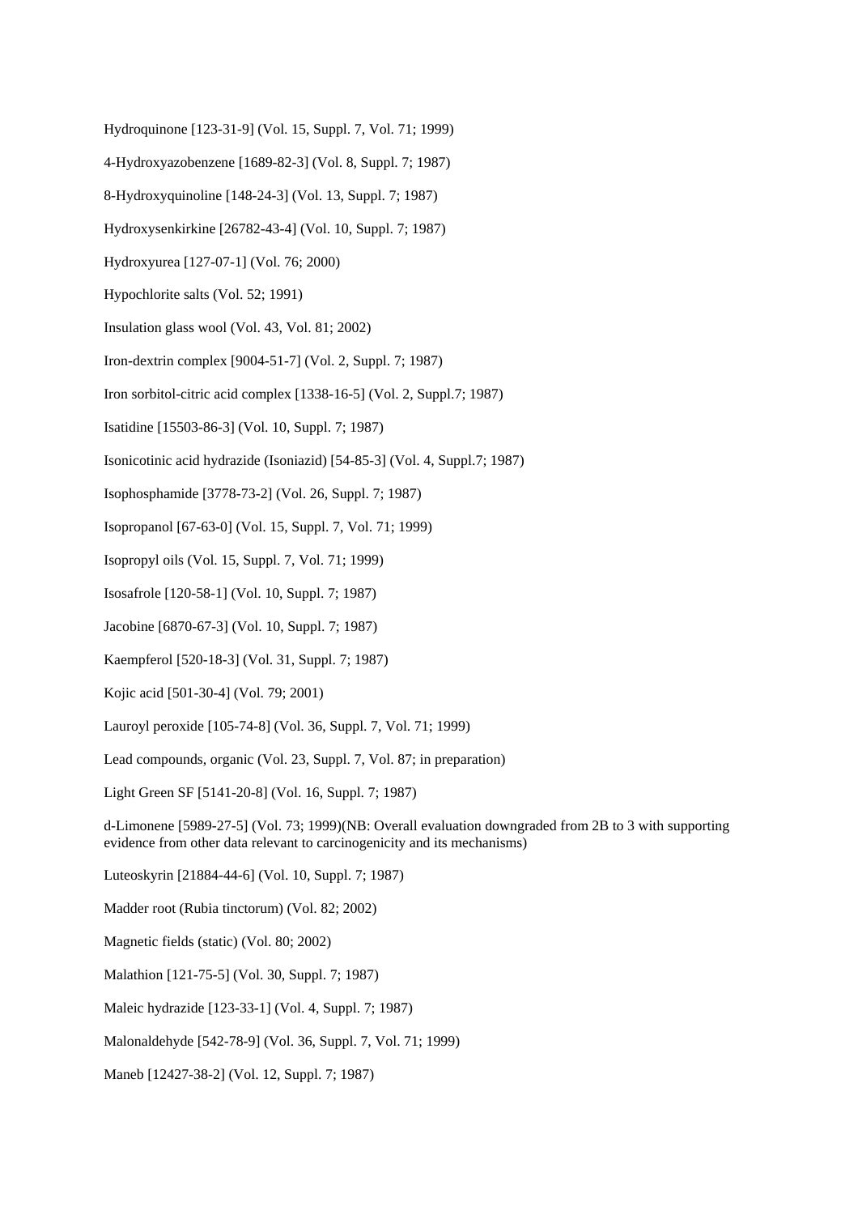Hydroquinone [123-31-9] (Vol. 15, Suppl. 7, Vol. 71; 1999)

4-Hydroxyazobenzene [1689-82-3] (Vol. 8, Suppl. 7; 1987)

8-Hydroxyquinoline [148-24-3] (Vol. 13, Suppl. 7; 1987)

Hydroxysenkirkine [26782-43-4] (Vol. 10, Suppl. 7; 1987)

Hydroxyurea [127-07-1] (Vol. 76; 2000)

Hypochlorite salts (Vol. 52; 1991)

Insulation glass wool (Vol. 43, Vol. 81; 2002)

Iron-dextrin complex [9004-51-7] (Vol. 2, Suppl. 7; 1987)

Iron sorbitol-citric acid complex [1338-16-5] (Vol. 2, Suppl.7; 1987)

Isatidine [15503-86-3] (Vol. 10, Suppl. 7; 1987)

Isonicotinic acid hydrazide (Isoniazid) [54-85-3] (Vol. 4, Suppl.7; 1987)

Isophosphamide [3778-73-2] (Vol. 26, Suppl. 7; 1987)

Isopropanol [67-63-0] (Vol. 15, Suppl. 7, Vol. 71; 1999)

Isopropyl oils (Vol. 15, Suppl. 7, Vol. 71; 1999)

Isosafrole [120-58-1] (Vol. 10, Suppl. 7; 1987)

Jacobine [6870-67-3] (Vol. 10, Suppl. 7; 1987)

Kaempferol [520-18-3] (Vol. 31, Suppl. 7; 1987)

Kojic acid [501-30-4] (Vol. 79; 2001)

Lauroyl peroxide [105-74-8] (Vol. 36, Suppl. 7, Vol. 71; 1999)

Lead compounds, organic (Vol. 23, Suppl. 7, Vol. 87; in preparation)

Light Green SF [5141-20-8] (Vol. 16, Suppl. 7; 1987)

d-Limonene [5989-27-5] (Vol. 73; 1999)(NB: Overall evaluation downgraded from 2B to 3 with supporting evidence from other data relevant to carcinogenicity and its mechanisms)

Luteoskyrin [21884-44-6] (Vol. 10, Suppl. 7; 1987)

Madder root (Rubia tinctorum) (Vol. 82; 2002)

Magnetic fields (static) (Vol. 80; 2002)

Malathion [121-75-5] (Vol. 30, Suppl. 7; 1987)

Maleic hydrazide [123-33-1] (Vol. 4, Suppl. 7; 1987)

Malonaldehyde [542-78-9] (Vol. 36, Suppl. 7, Vol. 71; 1999)

Maneb [12427-38-2] (Vol. 12, Suppl. 7; 1987)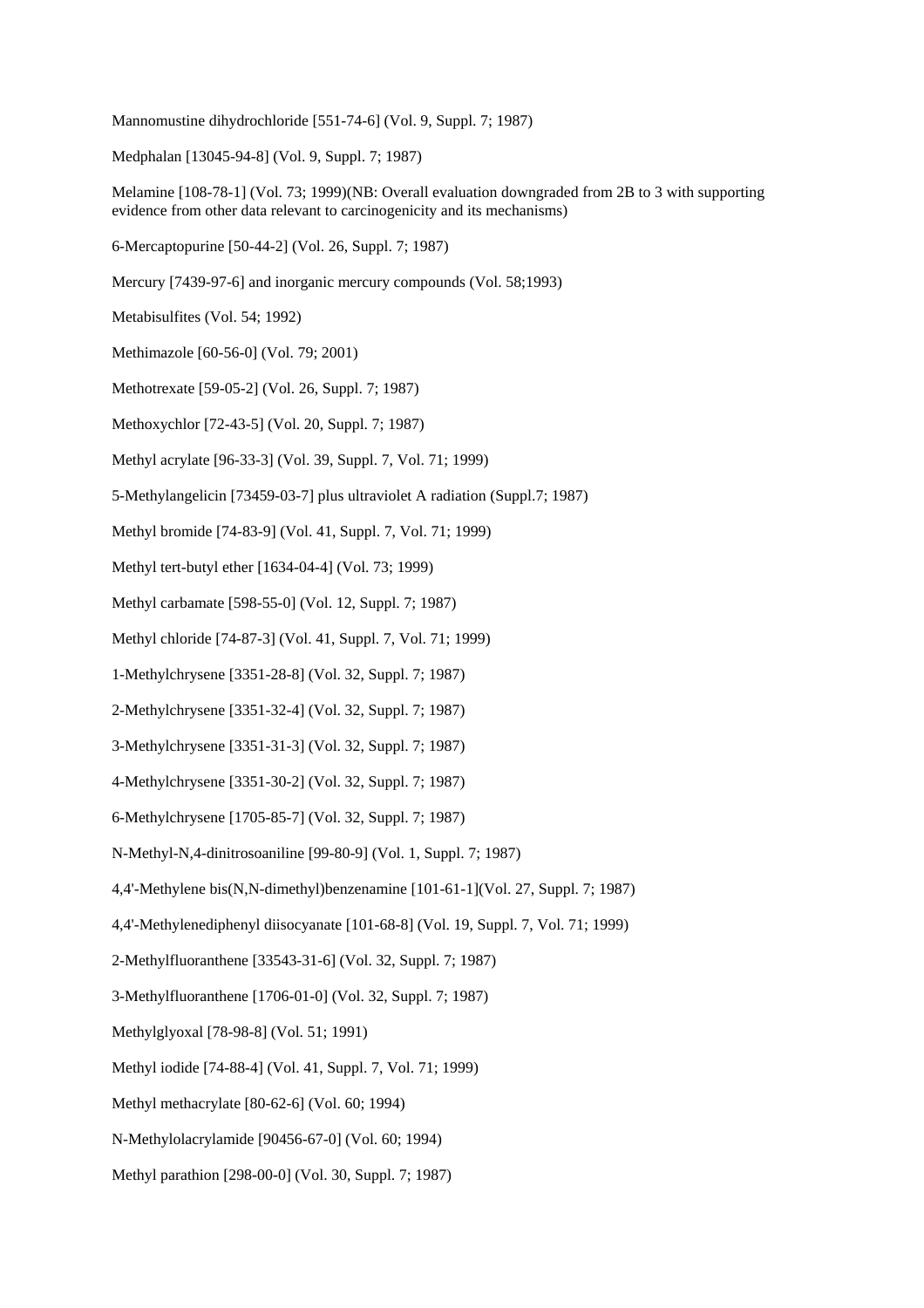Mannomustine dihydrochloride [551-74-6] (Vol. 9, Suppl. 7; 1987)

Medphalan [13045-94-8] (Vol. 9, Suppl. 7; 1987)

Melamine [108-78-1] (Vol. 73; 1999)(NB: Overall evaluation downgraded from 2B to 3 with supporting evidence from other data relevant to carcinogenicity and its mechanisms)

6-Mercaptopurine [50-44-2] (Vol. 26, Suppl. 7; 1987)

Mercury [7439-97-6] and inorganic mercury compounds (Vol. 58;1993)

Metabisulfites (Vol. 54; 1992)

Methimazole [60-56-0] (Vol. 79; 2001)

Methotrexate [59-05-2] (Vol. 26, Suppl. 7; 1987)

Methoxychlor [72-43-5] (Vol. 20, Suppl. 7; 1987)

Methyl acrylate [96-33-3] (Vol. 39, Suppl. 7, Vol. 71; 1999)

5-Methylangelicin [73459-03-7] plus ultraviolet A radiation (Suppl.7; 1987)

Methyl bromide [74-83-9] (Vol. 41, Suppl. 7, Vol. 71; 1999)

Methyl tert-butyl ether [1634-04-4] (Vol. 73; 1999)

Methyl carbamate [598-55-0] (Vol. 12, Suppl. 7; 1987)

Methyl chloride [74-87-3] (Vol. 41, Suppl. 7, Vol. 71; 1999)

1-Methylchrysene [3351-28-8] (Vol. 32, Suppl. 7; 1987)

2-Methylchrysene [3351-32-4] (Vol. 32, Suppl. 7; 1987)

3-Methylchrysene [3351-31-3] (Vol. 32, Suppl. 7; 1987)

4-Methylchrysene [3351-30-2] (Vol. 32, Suppl. 7; 1987)

6-Methylchrysene [1705-85-7] (Vol. 32, Suppl. 7; 1987)

N-Methyl-N,4-dinitrosoaniline [99-80-9] (Vol. 1, Suppl. 7; 1987)

4,4'-Methylene bis(N,N-dimethyl)benzenamine [101-61-1](Vol. 27, Suppl. 7; 1987)

4,4'-Methylenediphenyl diisocyanate [101-68-8] (Vol. 19, Suppl. 7, Vol. 71; 1999)

2-Methylfluoranthene [33543-31-6] (Vol. 32, Suppl. 7; 1987)

3-Methylfluoranthene [1706-01-0] (Vol. 32, Suppl. 7; 1987)

Methylglyoxal [78-98-8] (Vol. 51; 1991)

Methyl iodide [74-88-4] (Vol. 41, Suppl. 7, Vol. 71; 1999)

Methyl methacrylate [80-62-6] (Vol. 60; 1994)

N-Methylolacrylamide [90456-67-0] (Vol. 60; 1994)

Methyl parathion [298-00-0] (Vol. 30, Suppl. 7; 1987)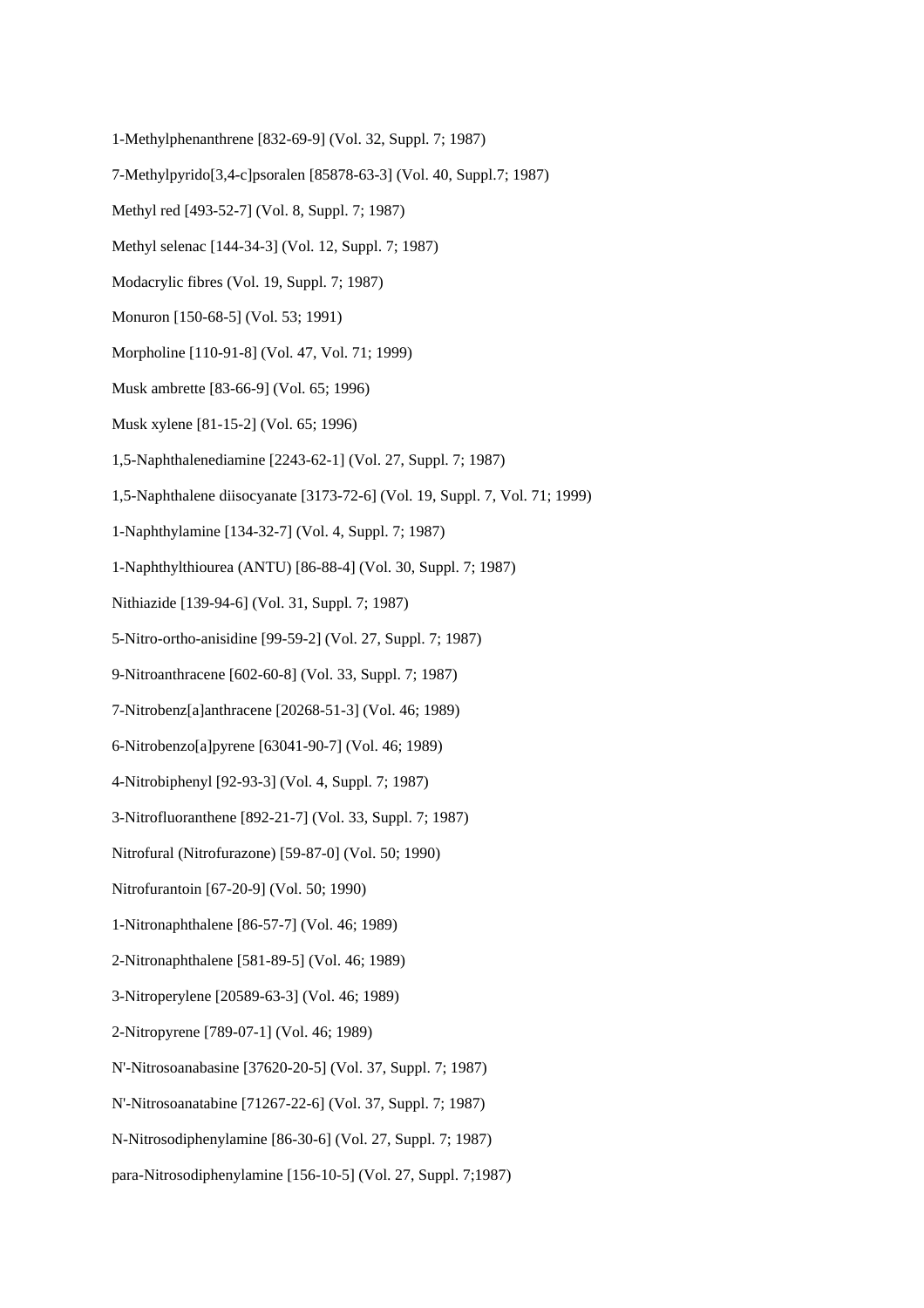1-Methylphenanthrene [832-69-9] (Vol. 32, Suppl. 7; 1987)

7-Methylpyrido[3,4-c]psoralen [85878-63-3] (Vol. 40, Suppl.7; 1987)

Methyl red [493-52-7] (Vol. 8, Suppl. 7; 1987)

Methyl selenac [144-34-3] (Vol. 12, Suppl. 7; 1987)

Modacrylic fibres (Vol. 19, Suppl. 7; 1987)

Monuron [150-68-5] (Vol. 53; 1991)

Morpholine [110-91-8] (Vol. 47, Vol. 71; 1999)

Musk ambrette [83-66-9] (Vol. 65; 1996)

Musk xylene [81-15-2] (Vol. 65; 1996)

1,5-Naphthalenediamine [2243-62-1] (Vol. 27, Suppl. 7; 1987)

1,5-Naphthalene diisocyanate [3173-72-6] (Vol. 19, Suppl. 7, Vol. 71; 1999)

1-Naphthylamine [134-32-7] (Vol. 4, Suppl. 7; 1987)

1-Naphthylthiourea (ANTU) [86-88-4] (Vol. 30, Suppl. 7; 1987)

Nithiazide [139-94-6] (Vol. 31, Suppl. 7; 1987)

5-Nitro-ortho-anisidine [99-59-2] (Vol. 27, Suppl. 7; 1987)

9-Nitroanthracene [602-60-8] (Vol. 33, Suppl. 7; 1987)

7-Nitrobenz[a]anthracene [20268-51-3] (Vol. 46; 1989)

6-Nitrobenzo[a]pyrene [63041-90-7] (Vol. 46; 1989)

4-Nitrobiphenyl [92-93-3] (Vol. 4, Suppl. 7; 1987)

3-Nitrofluoranthene [892-21-7] (Vol. 33, Suppl. 7; 1987)

Nitrofural (Nitrofurazone) [59-87-0] (Vol. 50; 1990)

Nitrofurantoin [67-20-9] (Vol. 50; 1990)

1-Nitronaphthalene [86-57-7] (Vol. 46; 1989)

2-Nitronaphthalene [581-89-5] (Vol. 46; 1989)

3-Nitroperylene [20589-63-3] (Vol. 46; 1989)

2-Nitropyrene [789-07-1] (Vol. 46; 1989)

N'-Nitrosoanabasine [37620-20-5] (Vol. 37, Suppl. 7; 1987)

N'-Nitrosoanatabine [71267-22-6] (Vol. 37, Suppl. 7; 1987)

N-Nitrosodiphenylamine [86-30-6] (Vol. 27, Suppl. 7; 1987)

para-Nitrosodiphenylamine [156-10-5] (Vol. 27, Suppl. 7;1987)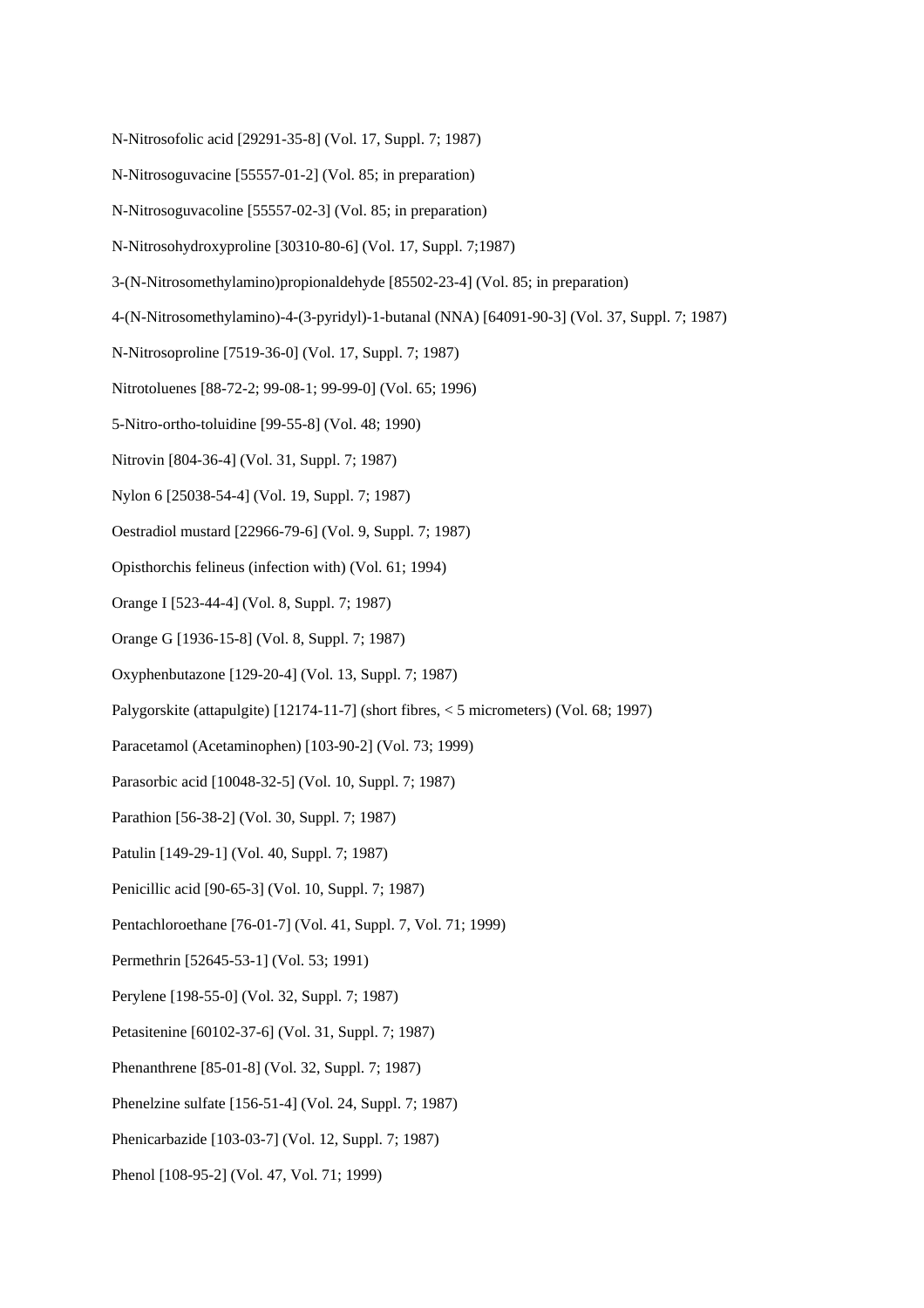N-Nitrosofolic acid [29291-35-8] (Vol. 17, Suppl. 7; 1987)

N-Nitrosoguvacine [55557-01-2] (Vol. 85; in preparation)

N-Nitrosoguvacoline [55557-02-3] (Vol. 85; in preparation)

N-Nitrosohydroxyproline [30310-80-6] (Vol. 17, Suppl. 7;1987)

3-(N-Nitrosomethylamino)propionaldehyde [85502-23-4] (Vol. 85; in preparation)

4-(N-Nitrosomethylamino)-4-(3-pyridyl)-1-butanal (NNA) [64091-90-3] (Vol. 37, Suppl. 7; 1987)

N-Nitrosoproline [7519-36-0] (Vol. 17, Suppl. 7; 1987)

Nitrotoluenes [88-72-2; 99-08-1; 99-99-0] (Vol. 65; 1996)

5-Nitro-ortho-toluidine [99-55-8] (Vol. 48; 1990)

Nitrovin [804-36-4] (Vol. 31, Suppl. 7; 1987)

Nylon 6 [25038-54-4] (Vol. 19, Suppl. 7; 1987)

Oestradiol mustard [22966-79-6] (Vol. 9, Suppl. 7; 1987)

Opisthorchis felineus (infection with) (Vol. 61; 1994)

Orange I [523-44-4] (Vol. 8, Suppl. 7; 1987)

Orange G [1936-15-8] (Vol. 8, Suppl. 7; 1987)

Oxyphenbutazone [129-20-4] (Vol. 13, Suppl. 7; 1987)

Palygorskite (attapulgite) [12174-11-7] (short fibres, < 5 micrometers) (Vol. 68; 1997)

Paracetamol (Acetaminophen) [103-90-2] (Vol. 73; 1999)

Parasorbic acid [10048-32-5] (Vol. 10, Suppl. 7; 1987)

Parathion [56-38-2] (Vol. 30, Suppl. 7; 1987)

Patulin [149-29-1] (Vol. 40, Suppl. 7; 1987)

Penicillic acid [90-65-3] (Vol. 10, Suppl. 7; 1987)

Pentachloroethane [76-01-7] (Vol. 41, Suppl. 7, Vol. 71; 1999)

Permethrin [52645-53-1] (Vol. 53; 1991)

Perylene [198-55-0] (Vol. 32, Suppl. 7; 1987)

Petasitenine [60102-37-6] (Vol. 31, Suppl. 7; 1987)

Phenanthrene [85-01-8] (Vol. 32, Suppl. 7; 1987)

Phenelzine sulfate [156-51-4] (Vol. 24, Suppl. 7; 1987)

Phenicarbazide [103-03-7] (Vol. 12, Suppl. 7; 1987)

Phenol [108-95-2] (Vol. 47, Vol. 71; 1999)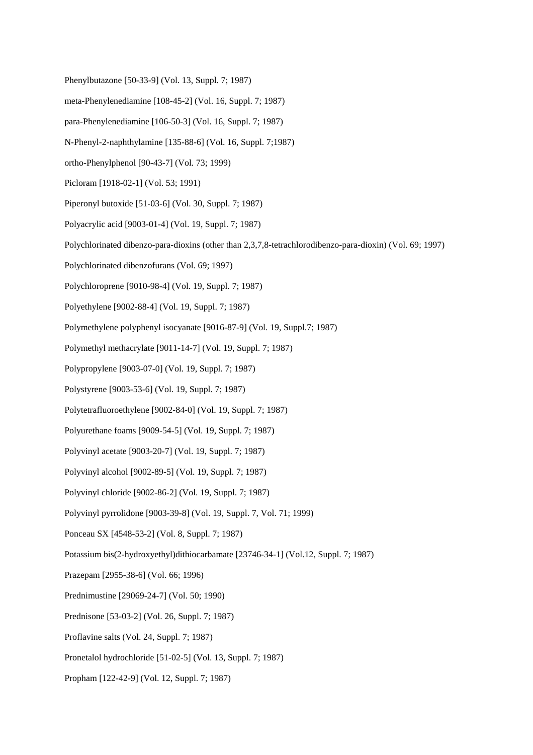Phenylbutazone [50-33-9] (Vol. 13, Suppl. 7; 1987)

meta-Phenylenediamine [108-45-2] (Vol. 16, Suppl. 7; 1987)

para-Phenylenediamine [106-50-3] (Vol. 16, Suppl. 7; 1987)

N-Phenyl-2-naphthylamine [135-88-6] (Vol. 16, Suppl. 7;1987)

ortho-Phenylphenol [90-43-7] (Vol. 73; 1999)

Picloram [1918-02-1] (Vol. 53; 1991)

Piperonyl butoxide [51-03-6] (Vol. 30, Suppl. 7; 1987)

Polyacrylic acid [9003-01-4] (Vol. 19, Suppl. 7; 1987)

Polychlorinated dibenzo-para-dioxins (other than 2,3,7,8-tetrachlorodibenzo-para-dioxin) (Vol. 69; 1997)

Polychlorinated dibenzofurans (Vol. 69; 1997)

Polychloroprene [9010-98-4] (Vol. 19, Suppl. 7; 1987)

Polyethylene [9002-88-4] (Vol. 19, Suppl. 7; 1987)

Polymethylene polyphenyl isocyanate [9016-87-9] (Vol. 19, Suppl.7; 1987)

Polymethyl methacrylate [9011-14-7] (Vol. 19, Suppl. 7; 1987)

Polypropylene [9003-07-0] (Vol. 19, Suppl. 7; 1987)

Polystyrene [9003-53-6] (Vol. 19, Suppl. 7; 1987)

Polytetrafluoroethylene [9002-84-0] (Vol. 19, Suppl. 7; 1987)

Polyurethane foams [9009-54-5] (Vol. 19, Suppl. 7; 1987)

Polyvinyl acetate [9003-20-7] (Vol. 19, Suppl. 7; 1987)

Polyvinyl alcohol [9002-89-5] (Vol. 19, Suppl. 7; 1987)

Polyvinyl chloride [9002-86-2] (Vol. 19, Suppl. 7; 1987)

Polyvinyl pyrrolidone [9003-39-8] (Vol. 19, Suppl. 7, Vol. 71; 1999)

Ponceau SX [4548-53-2] (Vol. 8, Suppl. 7; 1987)

Potassium bis(2-hydroxyethyl)dithiocarbamate [23746-34-1] (Vol.12, Suppl. 7; 1987)

Prazepam [2955-38-6] (Vol. 66; 1996)

Prednimustine [29069-24-7] (Vol. 50; 1990)

Prednisone [53-03-2] (Vol. 26, Suppl. 7; 1987)

Proflavine salts (Vol. 24, Suppl. 7; 1987)

Pronetalol hydrochloride [51-02-5] (Vol. 13, Suppl. 7; 1987)

Propham [122-42-9] (Vol. 12, Suppl. 7; 1987)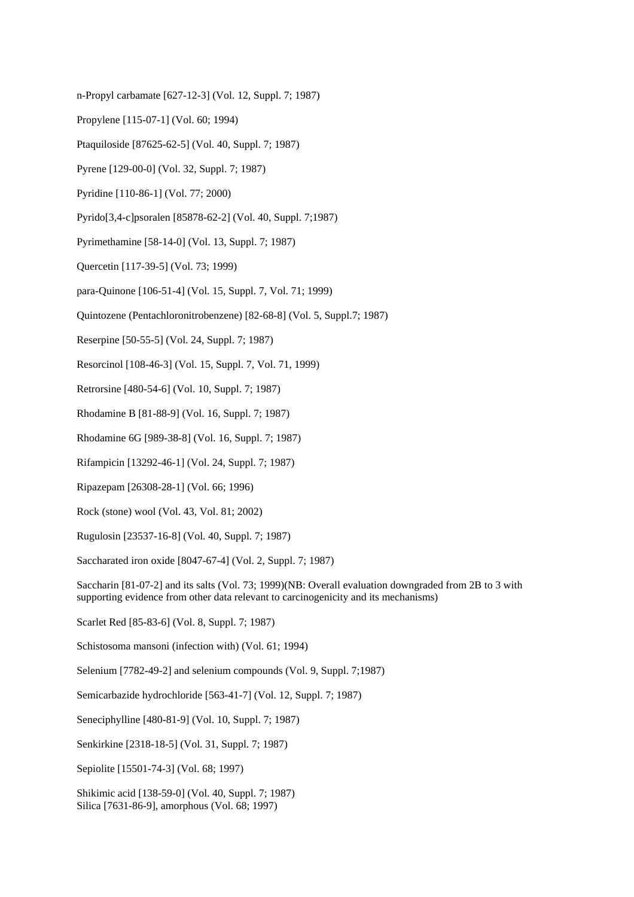n-Propyl carbamate [627-12-3] (Vol. 12, Suppl. 7; 1987)

Propylene [115-07-1] (Vol. 60; 1994)

Ptaquiloside [87625-62-5] (Vol. 40, Suppl. 7; 1987)

Pyrene [129-00-0] (Vol. 32, Suppl. 7; 1987)

Pyridine [110-86-1] (Vol. 77; 2000)

Pyrido[3,4-c]psoralen [85878-62-2] (Vol. 40, Suppl. 7;1987)

Pyrimethamine [58-14-0] (Vol. 13, Suppl. 7; 1987)

Quercetin [117-39-5] (Vol. 73; 1999)

para-Quinone [106-51-4] (Vol. 15, Suppl. 7, Vol. 71; 1999)

Quintozene (Pentachloronitrobenzene) [82-68-8] (Vol. 5, Suppl.7; 1987)

Reserpine [50-55-5] (Vol. 24, Suppl. 7; 1987)

Resorcinol [108-46-3] (Vol. 15, Suppl. 7, Vol. 71, 1999)

Retrorsine [480-54-6] (Vol. 10, Suppl. 7; 1987)

Rhodamine B [81-88-9] (Vol. 16, Suppl. 7; 1987)

Rhodamine 6G [989-38-8] (Vol. 16, Suppl. 7; 1987)

Rifampicin [13292-46-1] (Vol. 24, Suppl. 7; 1987)

Ripazepam [26308-28-1] (Vol. 66; 1996)

Rock (stone) wool (Vol. 43, Vol. 81; 2002)

Rugulosin [23537-16-8] (Vol. 40, Suppl. 7; 1987)

Saccharated iron oxide [8047-67-4] (Vol. 2, Suppl. 7; 1987)

Saccharin [81-07-2] and its salts (Vol. 73; 1999)(NB: Overall evaluation downgraded from 2B to 3 with supporting evidence from other data relevant to carcinogenicity and its mechanisms)

Scarlet Red [85-83-6] (Vol. 8, Suppl. 7; 1987)

Schistosoma mansoni (infection with) (Vol. 61; 1994)

Selenium [7782-49-2] and selenium compounds (Vol. 9, Suppl. 7;1987)

Semicarbazide hydrochloride [563-41-7] (Vol. 12, Suppl. 7; 1987)

Seneciphylline [480-81-9] (Vol. 10, Suppl. 7; 1987)

Senkirkine [2318-18-5] (Vol. 31, Suppl. 7; 1987)

Sepiolite [15501-74-3] (Vol. 68; 1997)

Shikimic acid [138-59-0] (Vol. 40, Suppl. 7; 1987)
Silica [7631-86-9], amorphous (Vol. 68; 1997)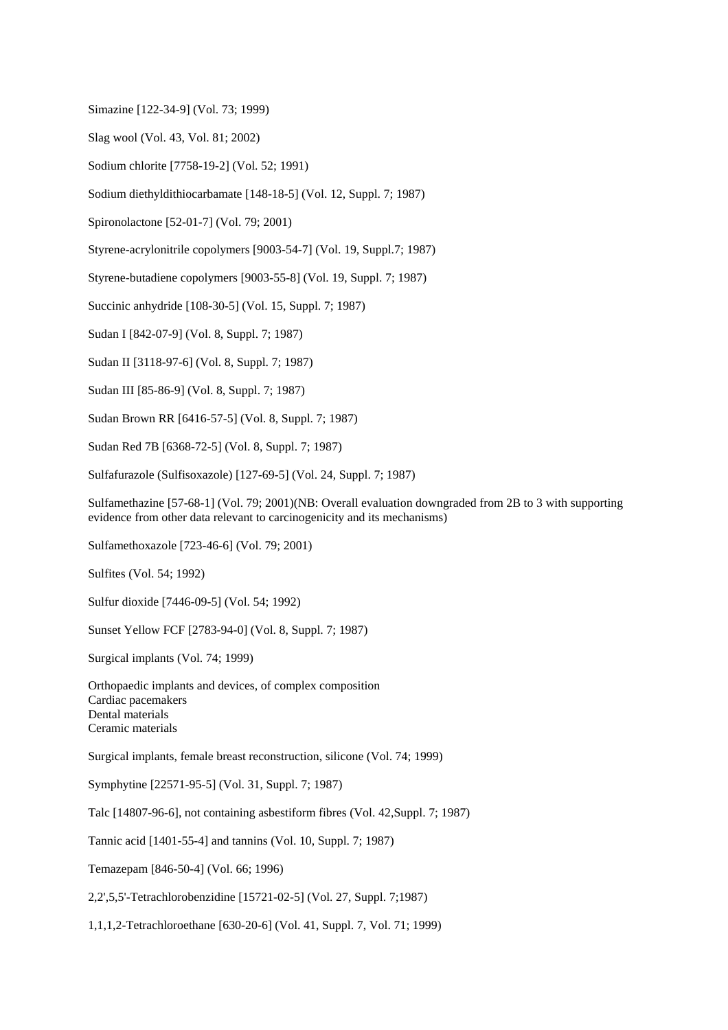Simazine [122-34-9] (Vol. 73; 1999)

Slag wool (Vol. 43, Vol. 81; 2002)

Sodium chlorite [7758-19-2] (Vol. 52; 1991)

Sodium diethyldithiocarbamate [148-18-5] (Vol. 12, Suppl. 7; 1987)

Spironolactone [52-01-7] (Vol. 79; 2001)

Styrene-acrylonitrile copolymers [9003-54-7] (Vol. 19, Suppl.7; 1987)

Styrene-butadiene copolymers [9003-55-8] (Vol. 19, Suppl. 7; 1987)

Succinic anhydride [108-30-5] (Vol. 15, Suppl. 7; 1987)

Sudan I [842-07-9] (Vol. 8, Suppl. 7; 1987)

Sudan II [3118-97-6] (Vol. 8, Suppl. 7; 1987)

Sudan III [85-86-9] (Vol. 8, Suppl. 7; 1987)

Sudan Brown RR [6416-57-5] (Vol. 8, Suppl. 7; 1987)

Sudan Red 7B [6368-72-5] (Vol. 8, Suppl. 7; 1987)

Sulfafurazole (Sulfisoxazole) [127-69-5] (Vol. 24, Suppl. 7; 1987)

Sulfamethazine [57-68-1] (Vol. 79; 2001)(NB: Overall evaluation downgraded from 2B to 3 with supporting evidence from other data relevant to carcinogenicity and its mechanisms)

Sulfamethoxazole [723-46-6] (Vol. 79; 2001)

Sulfites (Vol. 54; 1992)

Sulfur dioxide [7446-09-5] (Vol. 54; 1992)

Sunset Yellow FCF [2783-94-0] (Vol. 8, Suppl. 7; 1987)

Surgical implants (Vol. 74; 1999)

Orthopaedic implants and devices, of complex composition
Cardiac pacemakers
Dental materials
Ceramic materials

Surgical implants, female breast reconstruction, silicone (Vol. 74; 1999)

Symphytine [22571-95-5] (Vol. 31, Suppl. 7; 1987)

Talc [14807-96-6], not containing asbestiform fibres (Vol. 42,Suppl. 7; 1987)

Tannic acid [1401-55-4] and tannins (Vol. 10, Suppl. 7; 1987)

Temazepam [846-50-4] (Vol. 66; 1996)

2,2',5,5'-Tetrachlorobenzidine [15721-02-5] (Vol. 27, Suppl. 7;1987)

1,1,1,2-Tetrachloroethane [630-20-6] (Vol. 41, Suppl. 7, Vol. 71; 1999)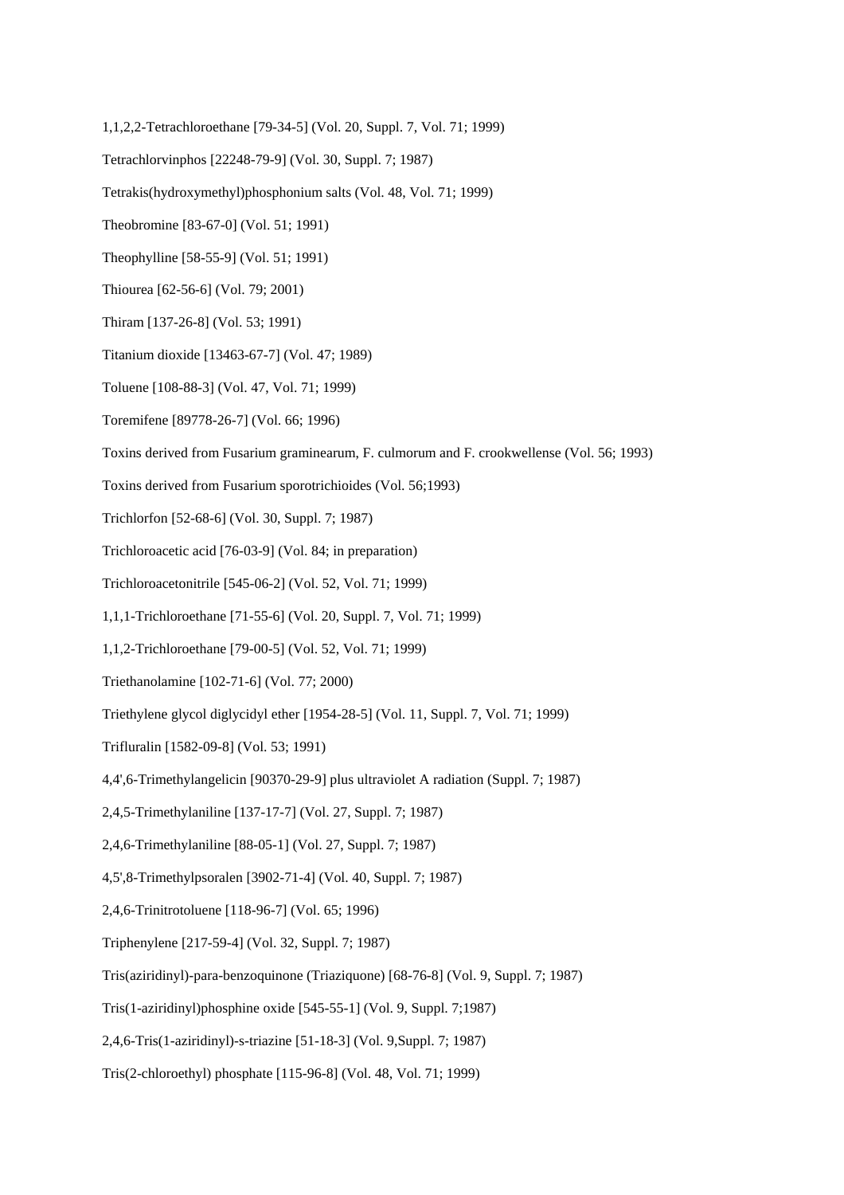1,1,2,2-Tetrachloroethane [79-34-5] (Vol. 20, Suppl. 7, Vol. 71; 1999)

Tetrachlorvinphos [22248-79-9] (Vol. 30, Suppl. 7; 1987)

Tetrakis(hydroxymethyl)phosphonium salts (Vol. 48, Vol. 71; 1999)

Theobromine [83-67-0] (Vol. 51; 1991)

Theophylline [58-55-9] (Vol. 51; 1991)

Thiourea [62-56-6] (Vol. 79; 2001)

Thiram [137-26-8] (Vol. 53; 1991)

Titanium dioxide [13463-67-7] (Vol. 47; 1989)

Toluene [108-88-3] (Vol. 47, Vol. 71; 1999)

Toremifene [89778-26-7] (Vol. 66; 1996)

Toxins derived from Fusarium graminearum, F. culmorum and F. crookwellense (Vol. 56; 1993)

Toxins derived from Fusarium sporotrichioides (Vol. 56;1993)

Trichlorfon [52-68-6] (Vol. 30, Suppl. 7; 1987)

Trichloroacetic acid [76-03-9] (Vol. 84; in preparation)

Trichloroacetonitrile [545-06-2] (Vol. 52, Vol. 71; 1999)

1,1,1-Trichloroethane [71-55-6] (Vol. 20, Suppl. 7, Vol. 71; 1999)

1,1,2-Trichloroethane [79-00-5] (Vol. 52, Vol. 71; 1999)

Triethanolamine [102-71-6] (Vol. 77; 2000)

Triethylene glycol diglycidyl ether [1954-28-5] (Vol. 11, Suppl. 7, Vol. 71; 1999)

Trifluralin [1582-09-8] (Vol. 53; 1991)

4,4',6-Trimethylangelicin [90370-29-9] plus ultraviolet A radiation (Suppl. 7; 1987)

2,4,5-Trimethylaniline [137-17-7] (Vol. 27, Suppl. 7; 1987)

2,4,6-Trimethylaniline [88-05-1] (Vol. 27, Suppl. 7; 1987)

4,5',8-Trimethylpsoralen [3902-71-4] (Vol. 40, Suppl. 7; 1987)

2,4,6-Trinitrotoluene [118-96-7] (Vol. 65; 1996)

Triphenylene [217-59-4] (Vol. 32, Suppl. 7; 1987)

Tris(aziridinyl)-para-benzoquinone (Triaziquone) [68-76-8] (Vol. 9, Suppl. 7; 1987)

Tris(1-aziridinyl)phosphine oxide [545-55-1] (Vol. 9, Suppl. 7;1987)

2,4,6-Tris(1-aziridinyl)-s-triazine [51-18-3] (Vol. 9,Suppl. 7; 1987)

Tris(2-chloroethyl) phosphate [115-96-8] (Vol. 48, Vol. 71; 1999)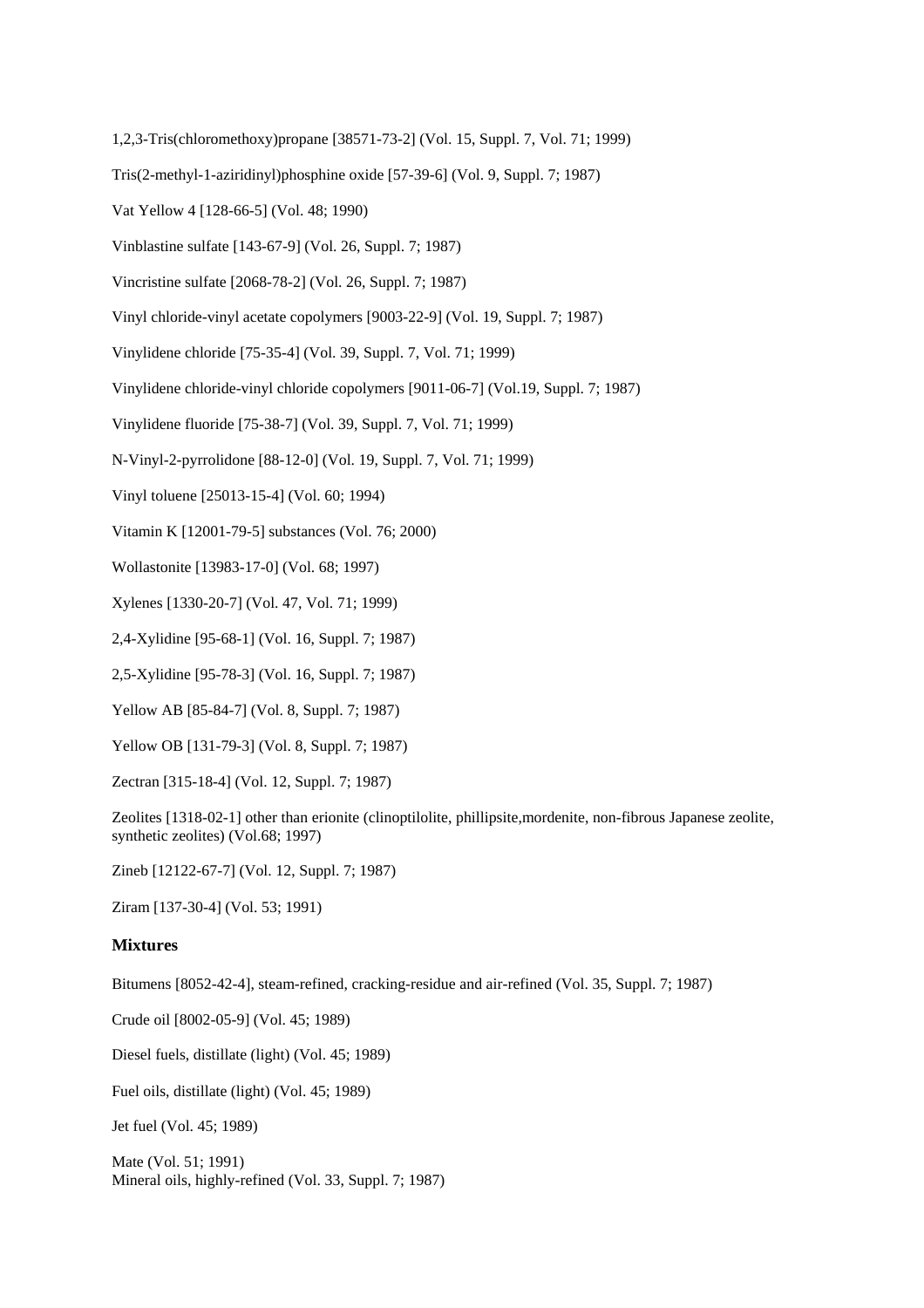1,2,3-Tris(chloromethoxy)propane [38571-73-2] (Vol. 15, Suppl. 7, Vol. 71; 1999)

Tris(2-methyl-1-aziridinyl)phosphine oxide [57-39-6] (Vol. 9, Suppl. 7; 1987)

Vat Yellow 4 [128-66-5] (Vol. 48; 1990)

Vinblastine sulfate [143-67-9] (Vol. 26, Suppl. 7; 1987)

Vincristine sulfate [2068-78-2] (Vol. 26, Suppl. 7; 1987)

Vinyl chloride-vinyl acetate copolymers [9003-22-9] (Vol. 19, Suppl. 7; 1987)

Vinylidene chloride [75-35-4] (Vol. 39, Suppl. 7, Vol. 71; 1999)

Vinylidene chloride-vinyl chloride copolymers [9011-06-7] (Vol.19, Suppl. 7; 1987)

Vinylidene fluoride [75-38-7] (Vol. 39, Suppl. 7, Vol. 71; 1999)

N-Vinyl-2-pyrrolidone [88-12-0] (Vol. 19, Suppl. 7, Vol. 71; 1999)

Vinyl toluene [25013-15-4] (Vol. 60; 1994)

Vitamin K [12001-79-5] substances (Vol. 76; 2000)

Wollastonite [13983-17-0] (Vol. 68; 1997)

Xylenes [1330-20-7] (Vol. 47, Vol. 71; 1999)

2,4-Xylidine [95-68-1] (Vol. 16, Suppl. 7; 1987)

2,5-Xylidine [95-78-3] (Vol. 16, Suppl. 7; 1987)

Yellow AB [85-84-7] (Vol. 8, Suppl. 7; 1987)

Yellow OB [131-79-3] (Vol. 8, Suppl. 7; 1987)

Zectran [315-18-4] (Vol. 12, Suppl. 7; 1987)

Zeolites [1318-02-1] other than erionite (clinoptilolite, phillipsite,mordenite, non-fibrous Japanese zeolite, synthetic zeolites) (Vol.68; 1997)

Zineb [12122-67-7] (Vol. 12, Suppl. 7; 1987)

Ziram [137-30-4] (Vol. 53; 1991)

### Mixtures

Bitumens [8052-42-4], steam-refined, cracking-residue and air-refined (Vol. 35, Suppl. 7; 1987)

Crude oil [8002-05-9] (Vol. 45; 1989)

Diesel fuels, distillate (light) (Vol. 45; 1989)

Fuel oils, distillate (light) (Vol. 45; 1989)

Jet fuel (Vol. 45; 1989)

Mate (Vol. 51; 1991)

Mineral oils, highly-refined (Vol. 33, Suppl. 7; 1987)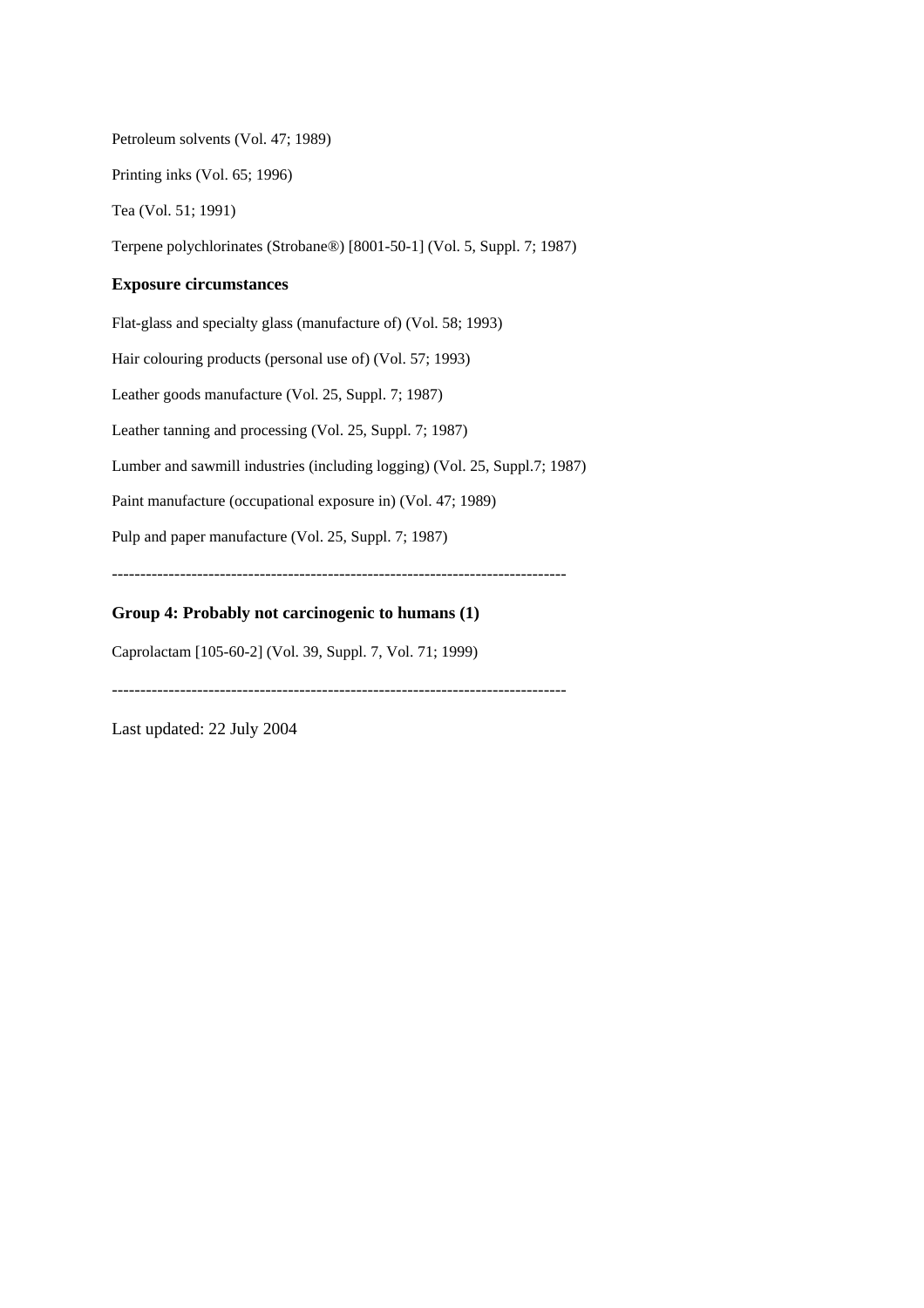Petroleum solvents (Vol. 47; 1989)

Printing inks (Vol. 65; 1996)

Tea (Vol. 51; 1991)

Terpene polychlorinates (Strobane®) [8001-50-1] (Vol. 5, Suppl. 7; 1987)

**Exposure circumstances**

Flat-glass and specialty glass (manufacture of) (Vol. 58; 1993)

Hair colouring products (personal use of) (Vol. 57; 1993)

Leather goods manufacture (Vol. 25, Suppl. 7; 1987)

Leather tanning and processing (Vol. 25, Suppl. 7; 1987)

Lumber and sawmill industries (including logging) (Vol. 25, Suppl.7; 1987)

Paint manufacture (occupational exposure in) (Vol. 47; 1989)

Pulp and paper manufacture (Vol. 25, Suppl. 7; 1987)

--------------------------------------------------------------------------------

**Group 4: Probably not carcinogenic to humans (1)**

Caprolactam [105-60-2] (Vol. 39, Suppl. 7, Vol. 71; 1999)

--------------------------------------------------------------------------------

Last updated: 22 July 2004